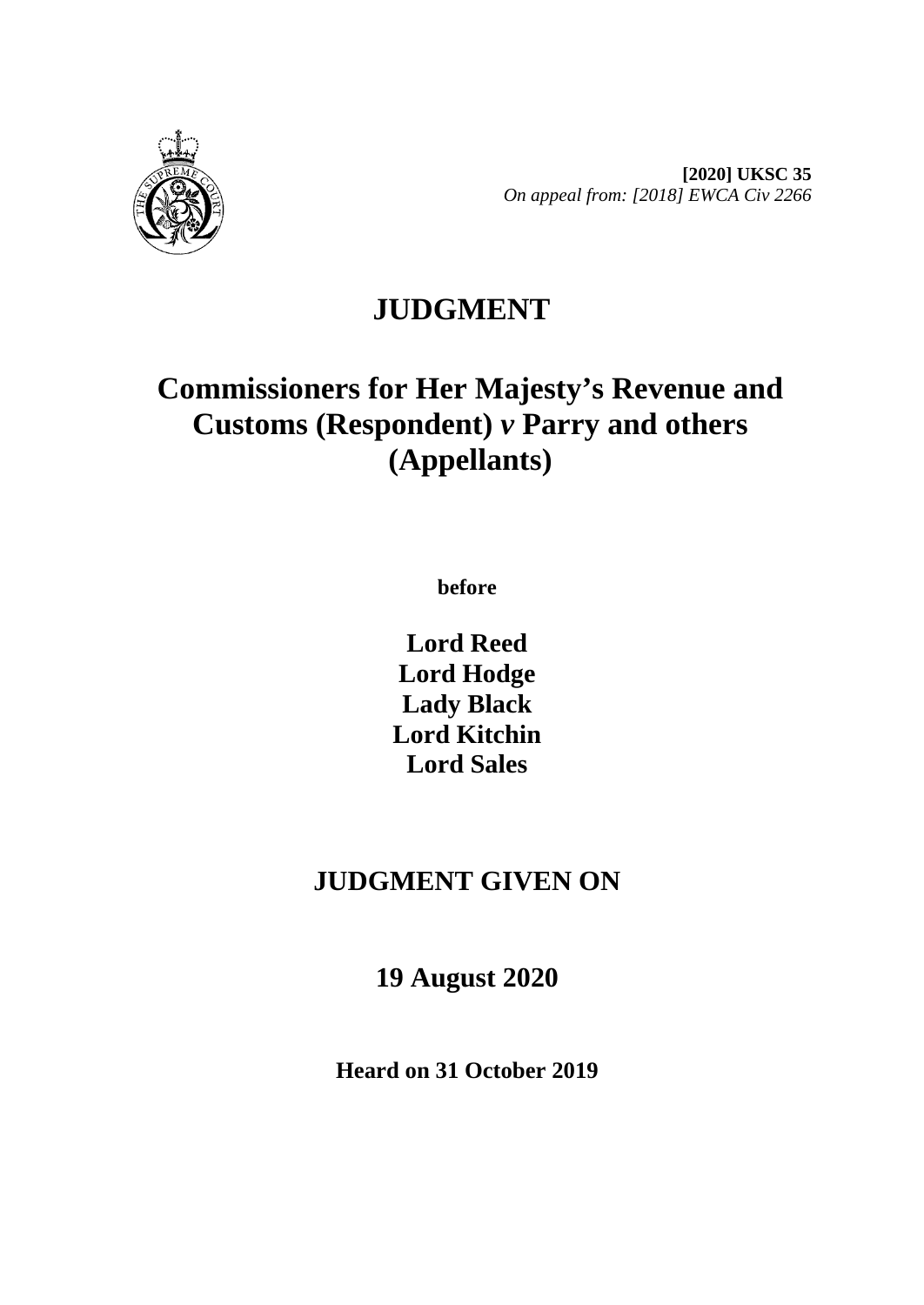**[2020] UKSC 35**
*On appeal from: [2018] EWCA Civ 2266*

# JUDGMENT

## Commissioners for Her Majesty's Revenue and Customs (Respondent) *v* Parry and others (Appellants)

**before**

**Lord Reed**
**Lord Hodge**
**Lady Black**
**Lord Kitchin**
**Lord Sales**

## JUDGMENT GIVEN ON

## 19 August 2020

**Heard on 31 October 2019**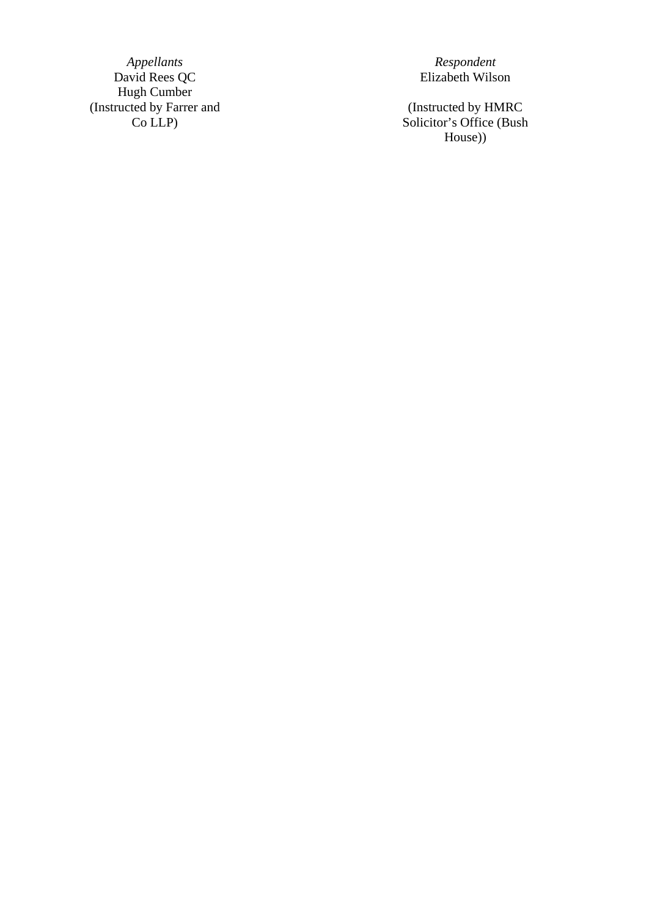| *Appellants* | *Respondent* |
| --- | --- |
| David Rees QC | Elizabeth Wilson |
| Hugh Cumber | |
| (Instructed by Farrer and Co LLP) | (Instructed by HMRC Solicitor's Office (Bush House)) |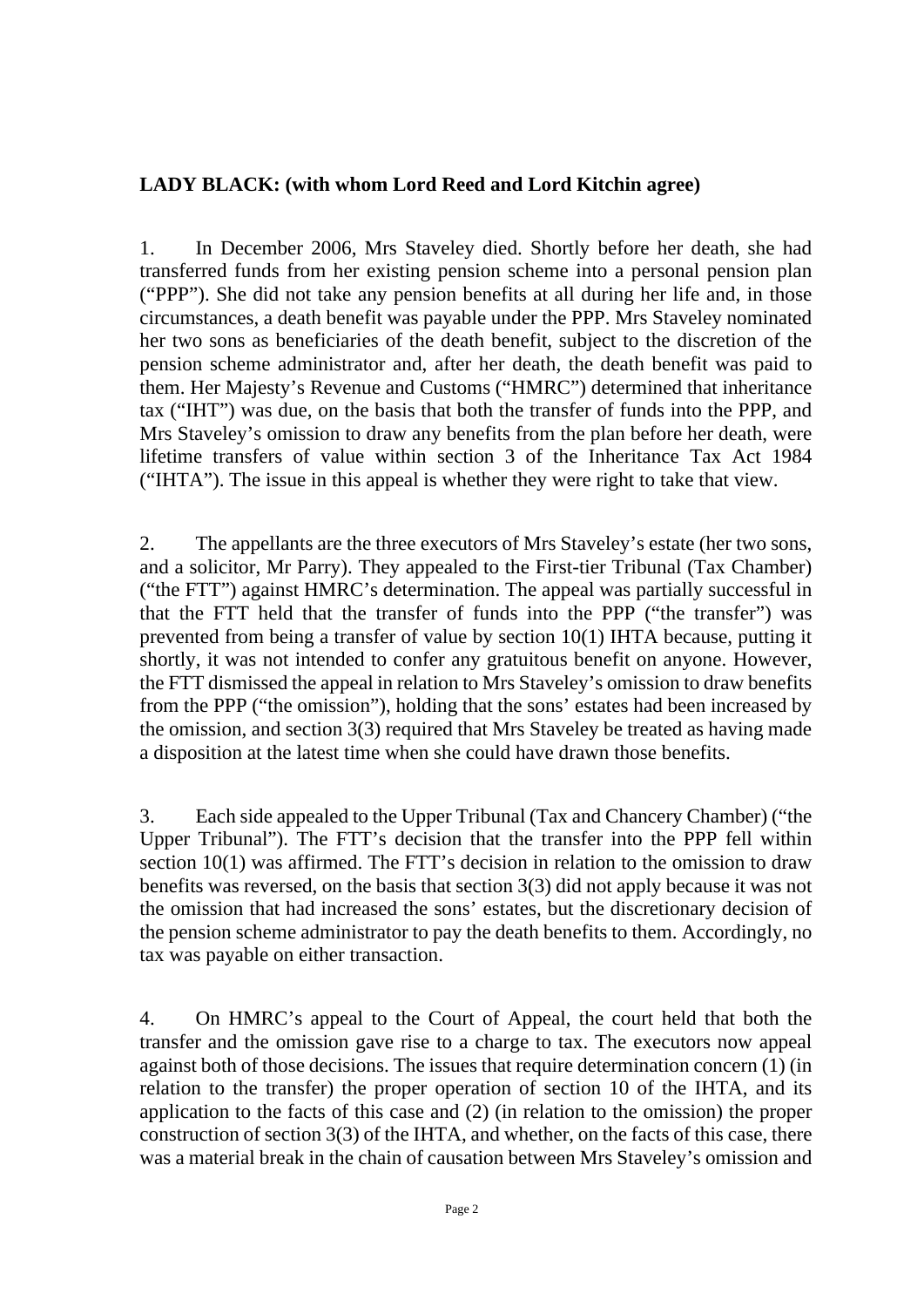**LADY BLACK: (with whom Lord Reed and Lord Kitchin agree)**

1. In December 2006, Mrs Staveley died. Shortly before her death, she had transferred funds from her existing pension scheme into a personal pension plan ("PPP"). She did not take any pension benefits at all during her life and, in those circumstances, a death benefit was payable under the PPP. Mrs Staveley nominated her two sons as beneficiaries of the death benefit, subject to the discretion of the pension scheme administrator and, after her death, the death benefit was paid to them. Her Majesty's Revenue and Customs ("HMRC") determined that inheritance tax ("IHT") was due, on the basis that both the transfer of funds into the PPP, and Mrs Staveley's omission to draw any benefits from the plan before her death, were lifetime transfers of value within section 3 of the Inheritance Tax Act 1984 ("IHTA"). The issue in this appeal is whether they were right to take that view.

2. The appellants are the three executors of Mrs Staveley's estate (her two sons, and a solicitor, Mr Parry). They appealed to the First-tier Tribunal (Tax Chamber) ("the FTT") against HMRC's determination. The appeal was partially successful in that the FTT held that the transfer of funds into the PPP ("the transfer") was prevented from being a transfer of value by section 10(1) IHTA because, putting it shortly, it was not intended to confer any gratuitous benefit on anyone. However, the FTT dismissed the appeal in relation to Mrs Staveley's omission to draw benefits from the PPP ("the omission"), holding that the sons' estates had been increased by the omission, and section 3(3) required that Mrs Staveley be treated as having made a disposition at the latest time when she could have drawn those benefits.

3. Each side appealed to the Upper Tribunal (Tax and Chancery Chamber) ("the Upper Tribunal"). The FTT's decision that the transfer into the PPP fell within section 10(1) was affirmed. The FTT's decision in relation to the omission to draw benefits was reversed, on the basis that section 3(3) did not apply because it was not the omission that had increased the sons' estates, but the discretionary decision of the pension scheme administrator to pay the death benefits to them. Accordingly, no tax was payable on either transaction.

4. On HMRC's appeal to the Court of Appeal, the court held that both the transfer and the omission gave rise to a charge to tax. The executors now appeal against both of those decisions. The issues that require determination concern (1) (in relation to the transfer) the proper operation of section 10 of the IHTA, and its application to the facts of this case and (2) (in relation to the omission) the proper construction of section 3(3) of the IHTA, and whether, on the facts of this case, there was a material break in the chain of causation between Mrs Staveley's omission and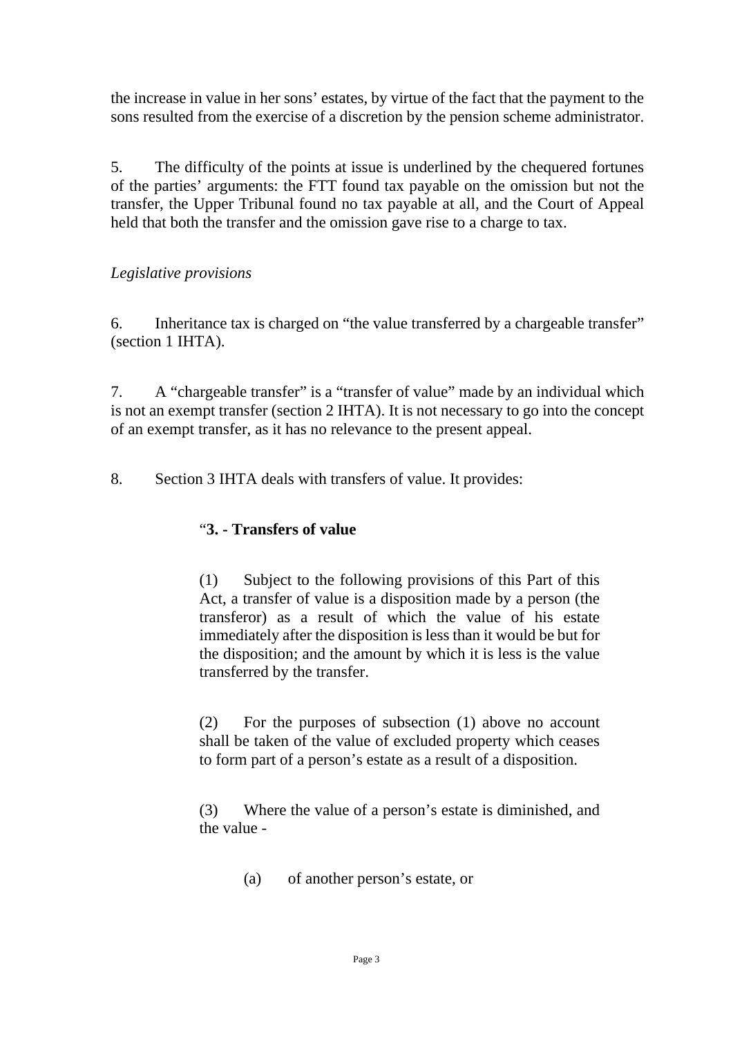the increase in value in her sons' estates, by virtue of the fact that the payment to the sons resulted from the exercise of a discretion by the pension scheme administrator.

5. The difficulty of the points at issue is underlined by the chequered fortunes of the parties' arguments: the FTT found tax payable on the omission but not the transfer, the Upper Tribunal found no tax payable at all, and the Court of Appeal held that both the transfer and the omission gave rise to a charge to tax.

*Legislative provisions*

6. Inheritance tax is charged on "the value transferred by a chargeable transfer" (section 1 IHTA).

7. A "chargeable transfer" is a "transfer of value" made by an individual which is not an exempt transfer (section 2 IHTA). It is not necessary to go into the concept of an exempt transfer, as it has no relevance to the present appeal.

8. Section 3 IHTA deals with transfers of value. It provides:

> "**3. - Transfers of value**
>
> (1) Subject to the following provisions of this Part of this Act, a transfer of value is a disposition made by a person (the transferor) as a result of which the value of his estate immediately after the disposition is less than it would be but for the disposition; and the amount by which it is less is the value transferred by the transfer.
>
> (2) For the purposes of subsection (1) above no account shall be taken of the value of excluded property which ceases to form part of a person's estate as a result of a disposition.
>
> (3) Where the value of a person's estate is diminished, and the value -
>
> (a) of another person's estate, or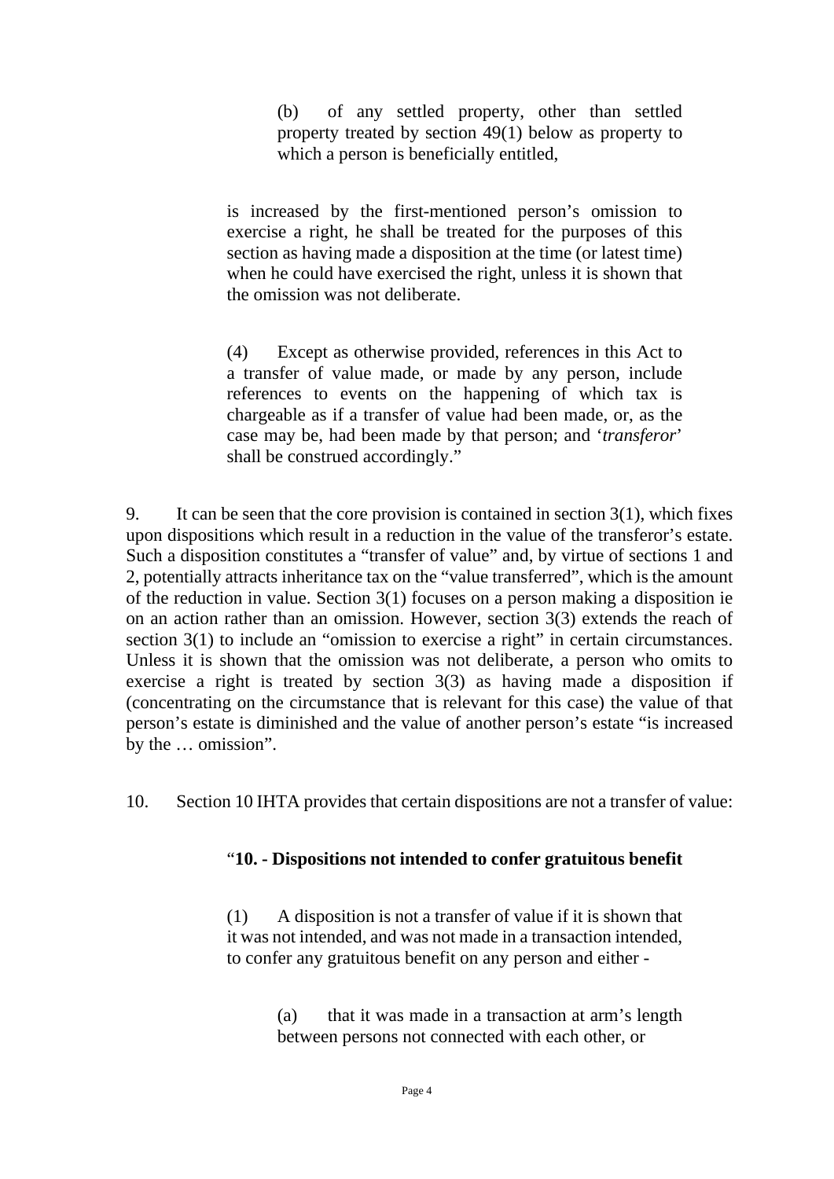> > (b) of any settled property, other than settled property treated by section 49(1) below as property to which a person is beneficially entitled,
>
> is increased by the first-mentioned person's omission to exercise a right, he shall be treated for the purposes of this section as having made a disposition at the time (or latest time) when he could have exercised the right, unless it is shown that the omission was not deliberate.
>
> (4) Except as otherwise provided, references in this Act to a transfer of value made, or made by any person, include references to events on the happening of which tax is chargeable as if a transfer of value had been made, or, as the case may be, had been made by that person; and '*transferor*' shall be construed accordingly."

9. It can be seen that the core provision is contained in section 3(1), which fixes upon dispositions which result in a reduction in the value of the transferor's estate. Such a disposition constitutes a "transfer of value" and, by virtue of sections 1 and 2, potentially attracts inheritance tax on the "value transferred", which is the amount of the reduction in value. Section 3(1) focuses on a person making a disposition ie on an action rather than an omission. However, section 3(3) extends the reach of section 3(1) to include an "omission to exercise a right" in certain circumstances. Unless it is shown that the omission was not deliberate, a person who omits to exercise a right is treated by section 3(3) as having made a disposition if (concentrating on the circumstance that is relevant for this case) the value of that person's estate is diminished and the value of another person's estate "is increased by the … omission".

10. Section 10 IHTA provides that certain dispositions are not a transfer of value:

> "**10. - Dispositions not intended to confer gratuitous benefit**
>
> (1) A disposition is not a transfer of value if it is shown that it was not intended, and was not made in a transaction intended, to confer any gratuitous benefit on any person and either -
>
> > (a) that it was made in a transaction at arm's length between persons not connected with each other, or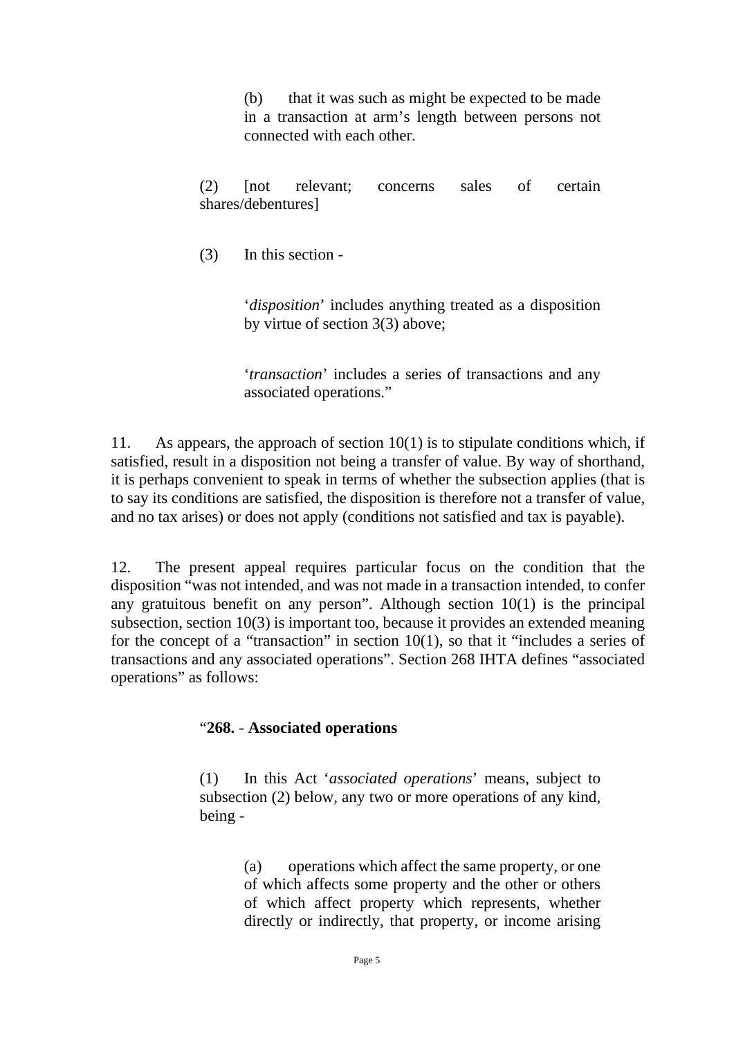> (b) that it was such as might be expected to be made in a transaction at arm's length between persons not connected with each other.
>
> (2) [not relevant; concerns sales of certain shares/debentures]
>
> (3) In this section -
>
> > '*disposition*' includes anything treated as a disposition by virtue of section 3(3) above;
> >
> > '*transaction*' includes a series of transactions and any associated operations."

11. As appears, the approach of section 10(1) is to stipulate conditions which, if satisfied, result in a disposition not being a transfer of value. By way of shorthand, it is perhaps convenient to speak in terms of whether the subsection applies (that is to say its conditions are satisfied, the disposition is therefore not a transfer of value, and no tax arises) or does not apply (conditions not satisfied and tax is payable).

12. The present appeal requires particular focus on the condition that the disposition "was not intended, and was not made in a transaction intended, to confer any gratuitous benefit on any person". Although section 10(1) is the principal subsection, section 10(3) is important too, because it provides an extended meaning for the concept of a "transaction" in section 10(1), so that it "includes a series of transactions and any associated operations". Section 268 IHTA defines "associated operations" as follows:

> "**268. - Associated operations**
>
> (1) In this Act '*associated operations*' means, subject to subsection (2) below, any two or more operations of any kind, being -
>
> > (a) operations which affect the same property, or one of which affects some property and the other or others of which affect property which represents, whether directly or indirectly, that property, or income arising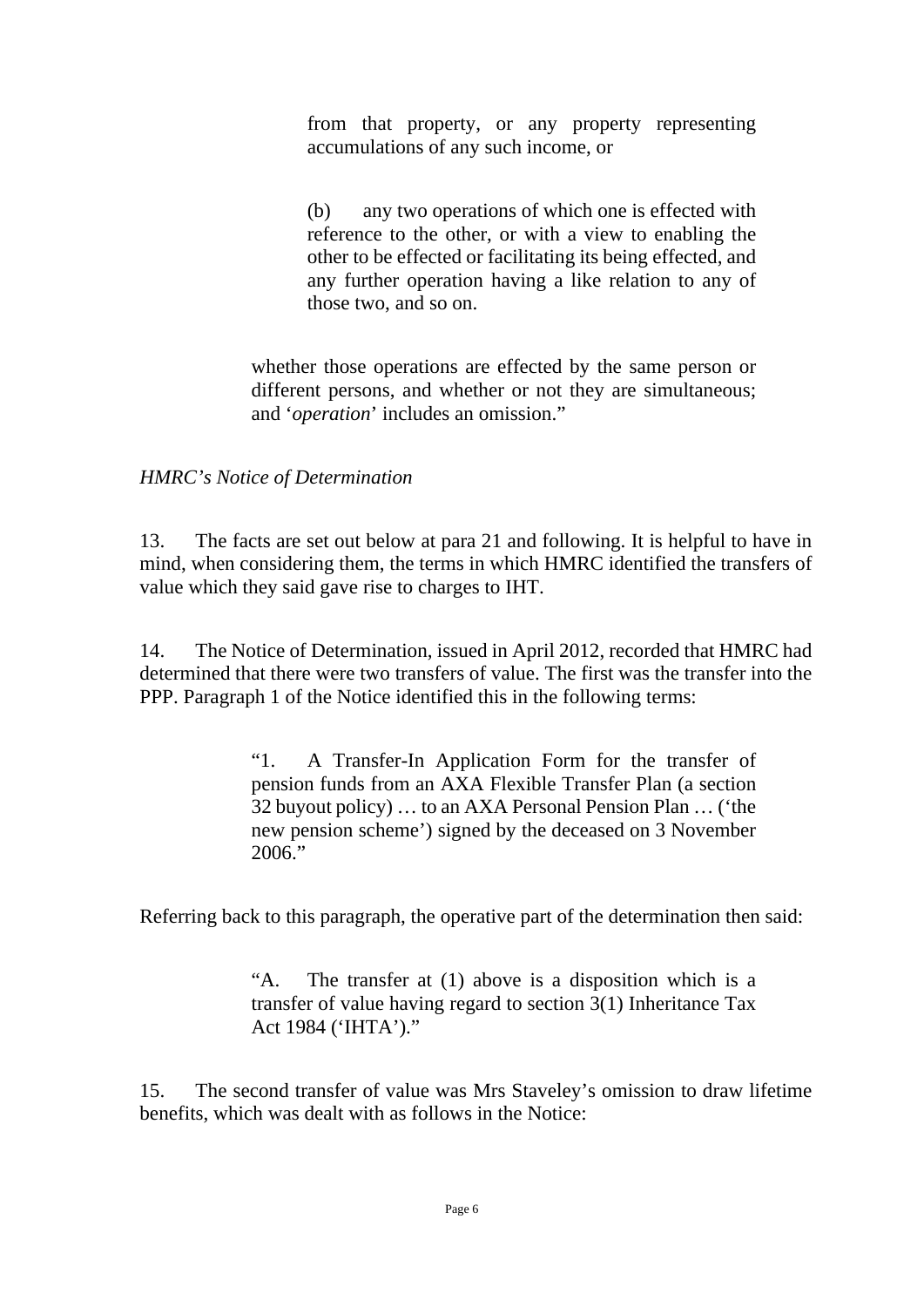from that property, or any property representing accumulations of any such income, or

(b) any two operations of which one is effected with reference to the other, or with a view to enabling the other to be effected or facilitating its being effected, and any further operation having a like relation to any of those two, and so on.

whether those operations are effected by the same person or different persons, and whether or not they are simultaneous; and '*operation*' includes an omission."

*HMRC's Notice of Determination*

13. The facts are set out below at para 21 and following. It is helpful to have in mind, when considering them, the terms in which HMRC identified the transfers of value which they said gave rise to charges to IHT.

14. The Notice of Determination, issued in April 2012, recorded that HMRC had determined that there were two transfers of value. The first was the transfer into the PPP. Paragraph 1 of the Notice identified this in the following terms:

> "1. A Transfer-In Application Form for the transfer of pension funds from an AXA Flexible Transfer Plan (a section 32 buyout policy) … to an AXA Personal Pension Plan … ('the new pension scheme') signed by the deceased on 3 November 2006."

Referring back to this paragraph, the operative part of the determination then said:

> "A. The transfer at (1) above is a disposition which is a transfer of value having regard to section 3(1) Inheritance Tax Act 1984 ('IHTA')."

15. The second transfer of value was Mrs Staveley's omission to draw lifetime benefits, which was dealt with as follows in the Notice: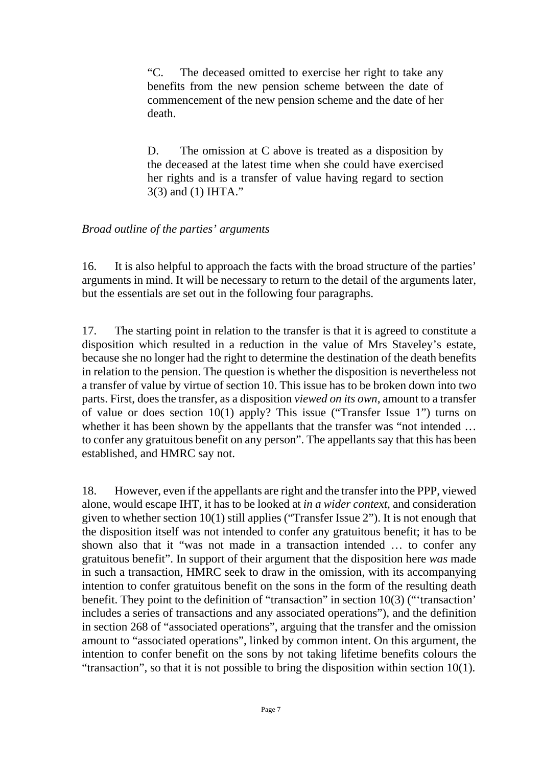> "C. The deceased omitted to exercise her right to take any benefits from the new pension scheme between the date of commencement of the new pension scheme and the date of her death.
>
> D. The omission at C above is treated as a disposition by the deceased at the latest time when she could have exercised her rights and is a transfer of value having regard to section 3(3) and (1) IHTA."

*Broad outline of the parties' arguments*

16. It is also helpful to approach the facts with the broad structure of the parties' arguments in mind. It will be necessary to return to the detail of the arguments later, but the essentials are set out in the following four paragraphs.

17. The starting point in relation to the transfer is that it is agreed to constitute a disposition which resulted in a reduction in the value of Mrs Staveley's estate, because she no longer had the right to determine the destination of the death benefits in relation to the pension. The question is whether the disposition is nevertheless not a transfer of value by virtue of section 10. This issue has to be broken down into two parts. First, does the transfer, as a disposition *viewed on its own*, amount to a transfer of value or does section 10(1) apply? This issue ("Transfer Issue 1") turns on whether it has been shown by the appellants that the transfer was "not intended … to confer any gratuitous benefit on any person". The appellants say that this has been established, and HMRC say not.

18. However, even if the appellants are right and the transfer into the PPP, viewed alone, would escape IHT, it has to be looked at *in a wider context*, and consideration given to whether section 10(1) still applies ("Transfer Issue 2"). It is not enough that the disposition itself was not intended to confer any gratuitous benefit; it has to be shown also that it "was not made in a transaction intended … to confer any gratuitous benefit". In support of their argument that the disposition here *was* made in such a transaction, HMRC seek to draw in the omission, with its accompanying intention to confer gratuitous benefit on the sons in the form of the resulting death benefit. They point to the definition of "transaction" in section 10(3) ("'transaction' includes a series of transactions and any associated operations"), and the definition in section 268 of "associated operations", arguing that the transfer and the omission amount to "associated operations", linked by common intent. On this argument, the intention to confer benefit on the sons by not taking lifetime benefits colours the "transaction", so that it is not possible to bring the disposition within section 10(1).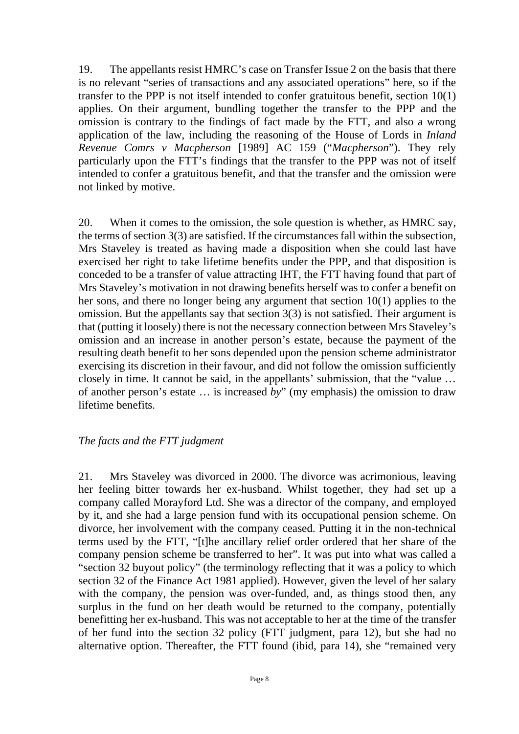19. The appellants resist HMRC's case on Transfer Issue 2 on the basis that there is no relevant "series of transactions and any associated operations" here, so if the transfer to the PPP is not itself intended to confer gratuitous benefit, section 10(1) applies. On their argument, bundling together the transfer to the PPP and the omission is contrary to the findings of fact made by the FTT, and also a wrong application of the law, including the reasoning of the House of Lords in *Inland Revenue Comrs v Macpherson* [1989] AC 159 ("*Macpherson*"). They rely particularly upon the FTT's findings that the transfer to the PPP was not of itself intended to confer a gratuitous benefit, and that the transfer and the omission were not linked by motive.

20. When it comes to the omission, the sole question is whether, as HMRC say, the terms of section 3(3) are satisfied. If the circumstances fall within the subsection, Mrs Staveley is treated as having made a disposition when she could last have exercised her right to take lifetime benefits under the PPP, and that disposition is conceded to be a transfer of value attracting IHT, the FTT having found that part of Mrs Staveley's motivation in not drawing benefits herself was to confer a benefit on her sons, and there no longer being any argument that section 10(1) applies to the omission. But the appellants say that section 3(3) is not satisfied. Their argument is that (putting it loosely) there is not the necessary connection between Mrs Staveley's omission and an increase in another person's estate, because the payment of the resulting death benefit to her sons depended upon the pension scheme administrator exercising its discretion in their favour, and did not follow the omission sufficiently closely in time. It cannot be said, in the appellants' submission, that the "value … of another person's estate … is increased *by*" (my emphasis) the omission to draw lifetime benefits.

*The facts and the FTT judgment*

21. Mrs Staveley was divorced in 2000. The divorce was acrimonious, leaving her feeling bitter towards her ex-husband. Whilst together, they had set up a company called Morayford Ltd. She was a director of the company, and employed by it, and she had a large pension fund with its occupational pension scheme. On divorce, her involvement with the company ceased. Putting it in the non-technical terms used by the FTT, "[t]he ancillary relief order ordered that her share of the company pension scheme be transferred to her". It was put into what was called a "section 32 buyout policy" (the terminology reflecting that it was a policy to which section 32 of the Finance Act 1981 applied). However, given the level of her salary with the company, the pension was over-funded, and, as things stood then, any surplus in the fund on her death would be returned to the company, potentially benefitting her ex-husband. This was not acceptable to her at the time of the transfer of her fund into the section 32 policy (FTT judgment, para 12), but she had no alternative option. Thereafter, the FTT found (ibid, para 14), she "remained very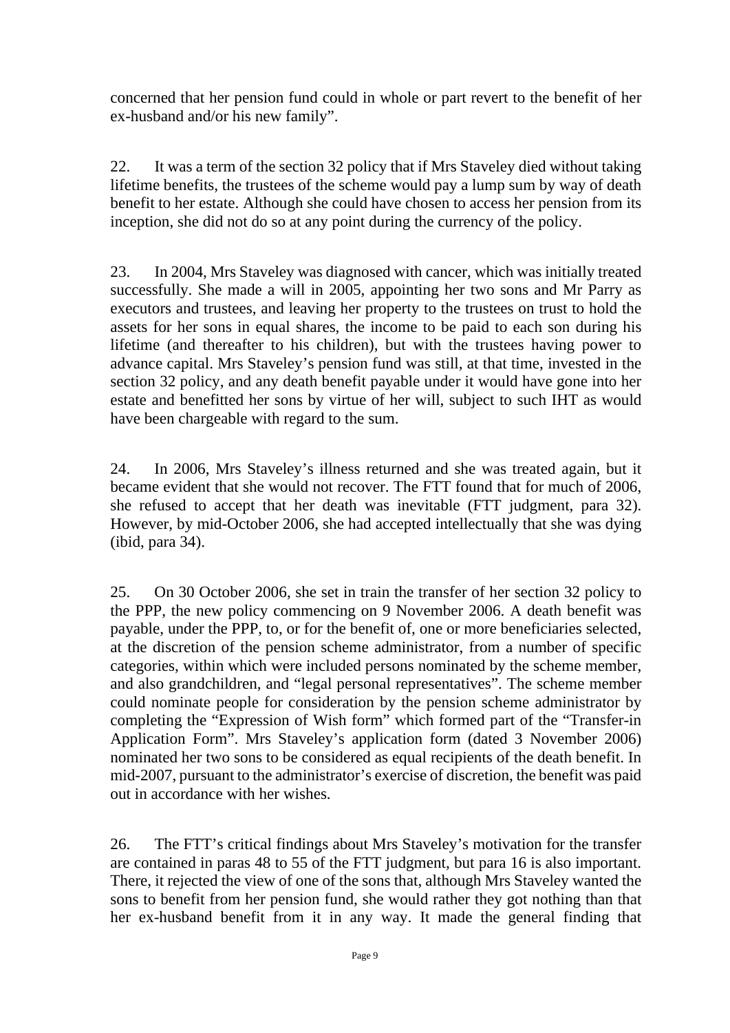concerned that her pension fund could in whole or part revert to the benefit of her ex-husband and/or his new family".

22. It was a term of the section 32 policy that if Mrs Staveley died without taking lifetime benefits, the trustees of the scheme would pay a lump sum by way of death benefit to her estate. Although she could have chosen to access her pension from its inception, she did not do so at any point during the currency of the policy.

23. In 2004, Mrs Staveley was diagnosed with cancer, which was initially treated successfully. She made a will in 2005, appointing her two sons and Mr Parry as executors and trustees, and leaving her property to the trustees on trust to hold the assets for her sons in equal shares, the income to be paid to each son during his lifetime (and thereafter to his children), but with the trustees having power to advance capital. Mrs Staveley's pension fund was still, at that time, invested in the section 32 policy, and any death benefit payable under it would have gone into her estate and benefitted her sons by virtue of her will, subject to such IHT as would have been chargeable with regard to the sum.

24. In 2006, Mrs Staveley's illness returned and she was treated again, but it became evident that she would not recover. The FTT found that for much of 2006, she refused to accept that her death was inevitable (FTT judgment, para 32). However, by mid-October 2006, she had accepted intellectually that she was dying (ibid, para 34).

25. On 30 October 2006, she set in train the transfer of her section 32 policy to the PPP, the new policy commencing on 9 November 2006. A death benefit was payable, under the PPP, to, or for the benefit of, one or more beneficiaries selected, at the discretion of the pension scheme administrator, from a number of specific categories, within which were included persons nominated by the scheme member, and also grandchildren, and "legal personal representatives". The scheme member could nominate people for consideration by the pension scheme administrator by completing the "Expression of Wish form" which formed part of the "Transfer-in Application Form". Mrs Staveley's application form (dated 3 November 2006) nominated her two sons to be considered as equal recipients of the death benefit. In mid-2007, pursuant to the administrator's exercise of discretion, the benefit was paid out in accordance with her wishes.

26. The FTT's critical findings about Mrs Staveley's motivation for the transfer are contained in paras 48 to 55 of the FTT judgment, but para 16 is also important. There, it rejected the view of one of the sons that, although Mrs Staveley wanted the sons to benefit from her pension fund, she would rather they got nothing than that her ex-husband benefit from it in any way. It made the general finding that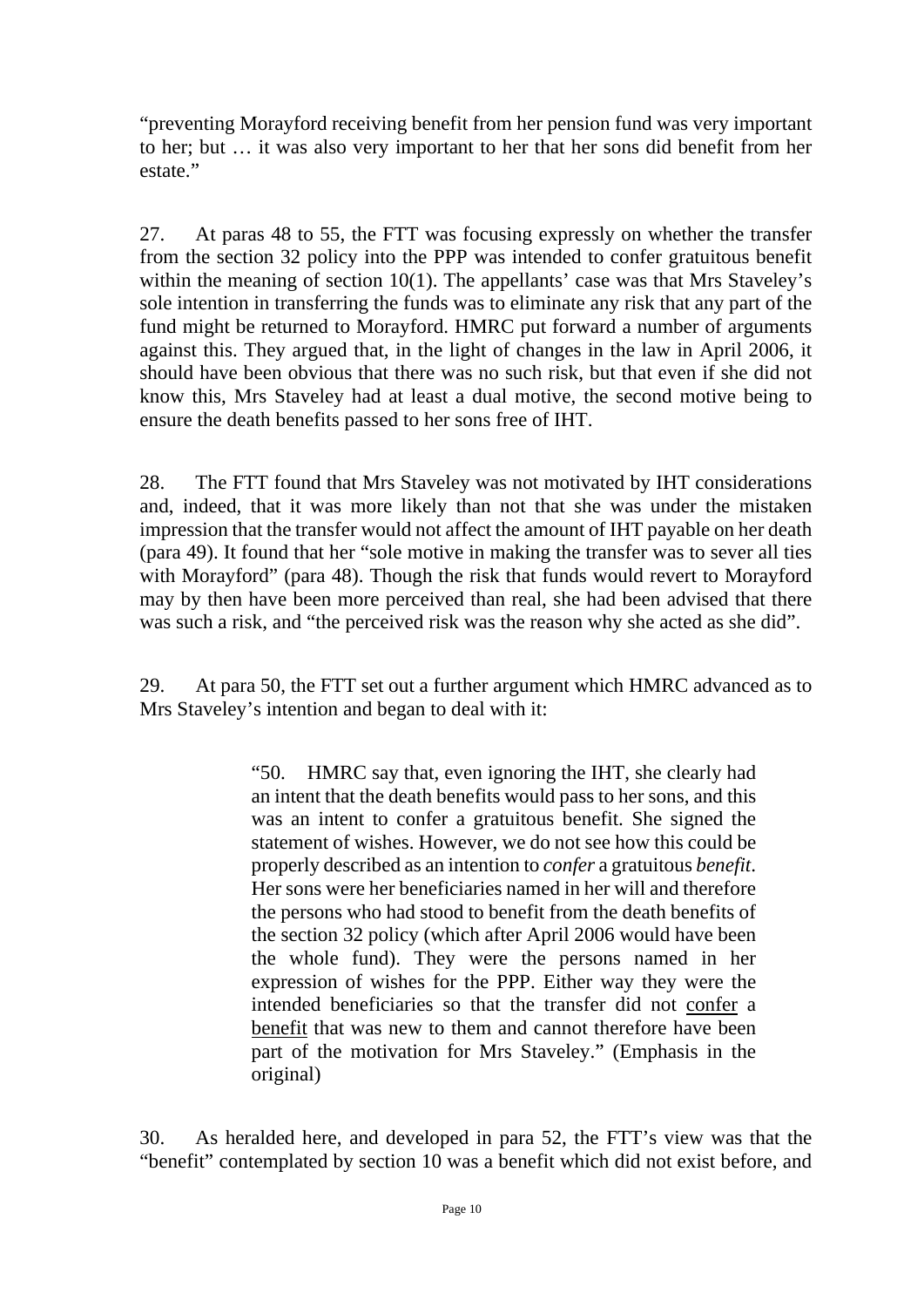"preventing Morayford receiving benefit from her pension fund was very important to her; but … it was also very important to her that her sons did benefit from her estate."

27. At paras 48 to 55, the FTT was focusing expressly on whether the transfer from the section 32 policy into the PPP was intended to confer gratuitous benefit within the meaning of section 10(1). The appellants' case was that Mrs Staveley's sole intention in transferring the funds was to eliminate any risk that any part of the fund might be returned to Morayford. HMRC put forward a number of arguments against this. They argued that, in the light of changes in the law in April 2006, it should have been obvious that there was no such risk, but that even if she did not know this, Mrs Staveley had at least a dual motive, the second motive being to ensure the death benefits passed to her sons free of IHT.

28. The FTT found that Mrs Staveley was not motivated by IHT considerations and, indeed, that it was more likely than not that she was under the mistaken impression that the transfer would not affect the amount of IHT payable on her death (para 49). It found that her "sole motive in making the transfer was to sever all ties with Morayford" (para 48). Though the risk that funds would revert to Morayford may by then have been more perceived than real, she had been advised that there was such a risk, and "the perceived risk was the reason why she acted as she did".

29. At para 50, the FTT set out a further argument which HMRC advanced as to Mrs Staveley's intention and began to deal with it:

> "50. HMRC say that, even ignoring the IHT, she clearly had an intent that the death benefits would pass to her sons, and this was an intent to confer a gratuitous benefit. She signed the statement of wishes. However, we do not see how this could be properly described as an intention to *confer* a gratuitous *benefit*. Her sons were her beneficiaries named in her will and therefore the persons who had stood to benefit from the death benefits of the section 32 policy (which after April 2006 would have been the whole fund). They were the persons named in her expression of wishes for the PPP. Either way they were the intended beneficiaries so that the transfer did not confer a benefit that was new to them and cannot therefore have been part of the motivation for Mrs Staveley." (Emphasis in the original)

30. As heralded here, and developed in para 52, the FTT's view was that the "benefit" contemplated by section 10 was a benefit which did not exist before, and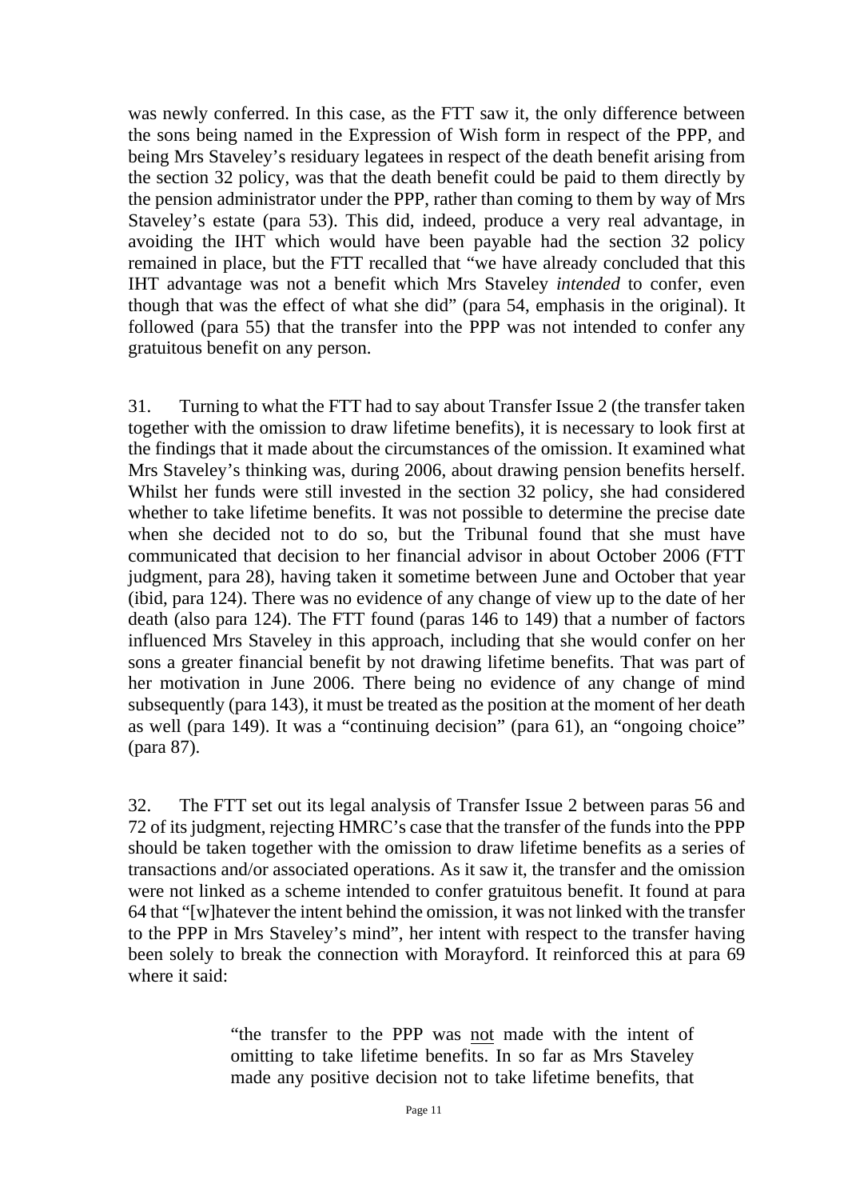was newly conferred. In this case, as the FTT saw it, the only difference between the sons being named in the Expression of Wish form in respect of the PPP, and being Mrs Staveley's residuary legatees in respect of the death benefit arising from the section 32 policy, was that the death benefit could be paid to them directly by the pension administrator under the PPP, rather than coming to them by way of Mrs Staveley's estate (para 53). This did, indeed, produce a very real advantage, in avoiding the IHT which would have been payable had the section 32 policy remained in place, but the FTT recalled that "we have already concluded that this IHT advantage was not a benefit which Mrs Staveley *intended* to confer, even though that was the effect of what she did" (para 54, emphasis in the original). It followed (para 55) that the transfer into the PPP was not intended to confer any gratuitous benefit on any person.

31. Turning to what the FTT had to say about Transfer Issue 2 (the transfer taken together with the omission to draw lifetime benefits), it is necessary to look first at the findings that it made about the circumstances of the omission. It examined what Mrs Staveley's thinking was, during 2006, about drawing pension benefits herself. Whilst her funds were still invested in the section 32 policy, she had considered whether to take lifetime benefits. It was not possible to determine the precise date when she decided not to do so, but the Tribunal found that she must have communicated that decision to her financial advisor in about October 2006 (FTT judgment, para 28), having taken it sometime between June and October that year (ibid, para 124). There was no evidence of any change of view up to the date of her death (also para 124). The FTT found (paras 146 to 149) that a number of factors influenced Mrs Staveley in this approach, including that she would confer on her sons a greater financial benefit by not drawing lifetime benefits. That was part of her motivation in June 2006. There being no evidence of any change of mind subsequently (para 143), it must be treated as the position at the moment of her death as well (para 149). It was a "continuing decision" (para 61), an "ongoing choice" (para 87).

32. The FTT set out its legal analysis of Transfer Issue 2 between paras 56 and 72 of its judgment, rejecting HMRC's case that the transfer of the funds into the PPP should be taken together with the omission to draw lifetime benefits as a series of transactions and/or associated operations. As it saw it, the transfer and the omission were not linked as a scheme intended to confer gratuitous benefit. It found at para 64 that "[w]hatever the intent behind the omission, it was not linked with the transfer to the PPP in Mrs Staveley's mind", her intent with respect to the transfer having been solely to break the connection with Morayford. It reinforced this at para 69 where it said:

> "the transfer to the PPP was not made with the intent of omitting to take lifetime benefits. In so far as Mrs Staveley made any positive decision not to take lifetime benefits, that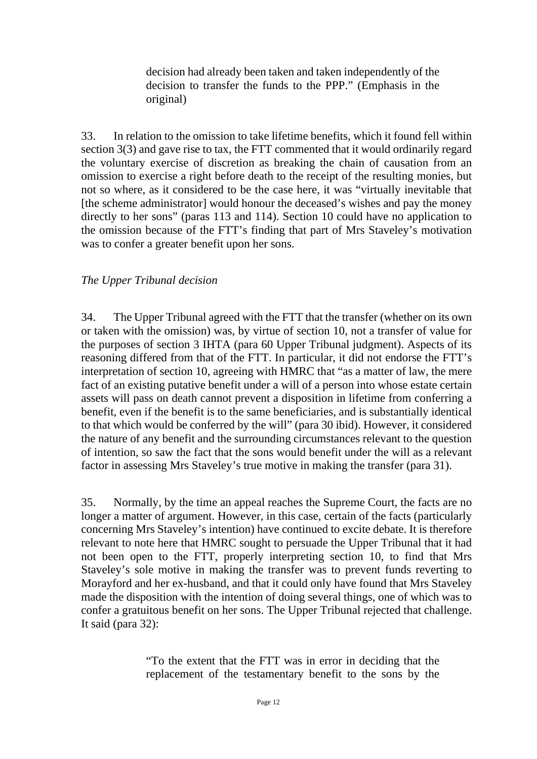> decision had already been taken and taken independently of the decision to transfer the funds to the PPP." (Emphasis in the original)

33. In relation to the omission to take lifetime benefits, which it found fell within section 3(3) and gave rise to tax, the FTT commented that it would ordinarily regard the voluntary exercise of discretion as breaking the chain of causation from an omission to exercise a right before death to the receipt of the resulting monies, but not so where, as it considered to be the case here, it was "virtually inevitable that [the scheme administrator] would honour the deceased's wishes and pay the money directly to her sons" (paras 113 and 114). Section 10 could have no application to the omission because of the FTT's finding that part of Mrs Staveley's motivation was to confer a greater benefit upon her sons.

*The Upper Tribunal decision*

34. The Upper Tribunal agreed with the FTT that the transfer (whether on its own or taken with the omission) was, by virtue of section 10, not a transfer of value for the purposes of section 3 IHTA (para 60 Upper Tribunal judgment). Aspects of its reasoning differed from that of the FTT. In particular, it did not endorse the FTT's interpretation of section 10, agreeing with HMRC that "as a matter of law, the mere fact of an existing putative benefit under a will of a person into whose estate certain assets will pass on death cannot prevent a disposition in lifetime from conferring a benefit, even if the benefit is to the same beneficiaries, and is substantially identical to that which would be conferred by the will" (para 30 ibid). However, it considered the nature of any benefit and the surrounding circumstances relevant to the question of intention, so saw the fact that the sons would benefit under the will as a relevant factor in assessing Mrs Staveley's true motive in making the transfer (para 31).

35. Normally, by the time an appeal reaches the Supreme Court, the facts are no longer a matter of argument. However, in this case, certain of the facts (particularly concerning Mrs Staveley's intention) have continued to excite debate. It is therefore relevant to note here that HMRC sought to persuade the Upper Tribunal that it had not been open to the FTT, properly interpreting section 10, to find that Mrs Staveley's sole motive in making the transfer was to prevent funds reverting to Morayford and her ex-husband, and that it could only have found that Mrs Staveley made the disposition with the intention of doing several things, one of which was to confer a gratuitous benefit on her sons. The Upper Tribunal rejected that challenge. It said (para 32):

> "To the extent that the FTT was in error in deciding that the replacement of the testamentary benefit to the sons by the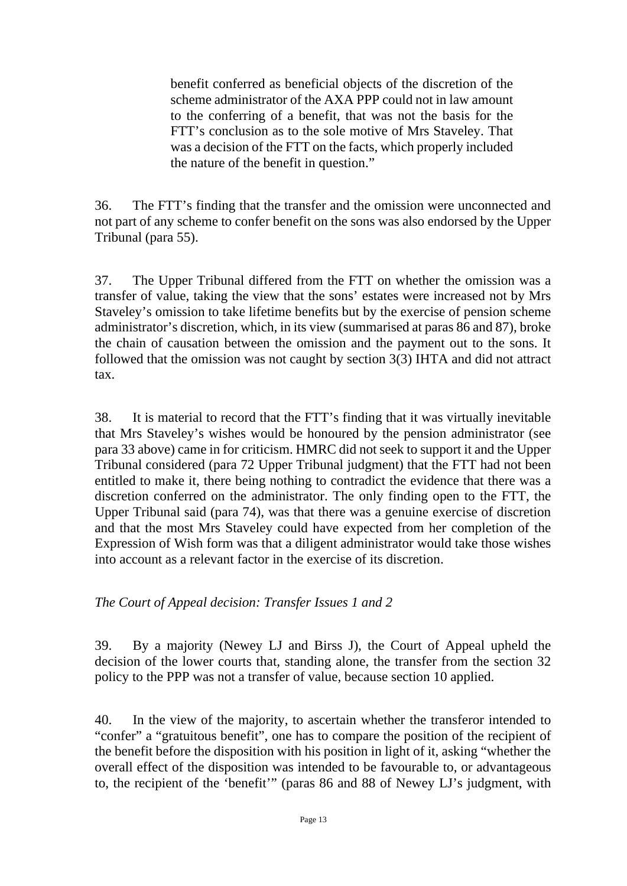> benefit conferred as beneficial objects of the discretion of the scheme administrator of the AXA PPP could not in law amount to the conferring of a benefit, that was not the basis for the FTT's conclusion as to the sole motive of Mrs Staveley. That was a decision of the FTT on the facts, which properly included the nature of the benefit in question."

36. The FTT's finding that the transfer and the omission were unconnected and not part of any scheme to confer benefit on the sons was also endorsed by the Upper Tribunal (para 55).

37. The Upper Tribunal differed from the FTT on whether the omission was a transfer of value, taking the view that the sons' estates were increased not by Mrs Staveley's omission to take lifetime benefits but by the exercise of pension scheme administrator's discretion, which, in its view (summarised at paras 86 and 87), broke the chain of causation between the omission and the payment out to the sons. It followed that the omission was not caught by section 3(3) IHTA and did not attract tax.

38. It is material to record that the FTT's finding that it was virtually inevitable that Mrs Staveley's wishes would be honoured by the pension administrator (see para 33 above) came in for criticism. HMRC did not seek to support it and the Upper Tribunal considered (para 72 Upper Tribunal judgment) that the FTT had not been entitled to make it, there being nothing to contradict the evidence that there was a discretion conferred on the administrator. The only finding open to the FTT, the Upper Tribunal said (para 74), was that there was a genuine exercise of discretion and that the most Mrs Staveley could have expected from her completion of the Expression of Wish form was that a diligent administrator would take those wishes into account as a relevant factor in the exercise of its discretion.

*The Court of Appeal decision: Transfer Issues 1 and 2*

39. By a majority (Newey LJ and Birss J), the Court of Appeal upheld the decision of the lower courts that, standing alone, the transfer from the section 32 policy to the PPP was not a transfer of value, because section 10 applied.

40. In the view of the majority, to ascertain whether the transferor intended to "confer" a "gratuitous benefit", one has to compare the position of the recipient of the benefit before the disposition with his position in light of it, asking "whether the overall effect of the disposition was intended to be favourable to, or advantageous to, the recipient of the 'benefit'" (paras 86 and 88 of Newey LJ's judgment, with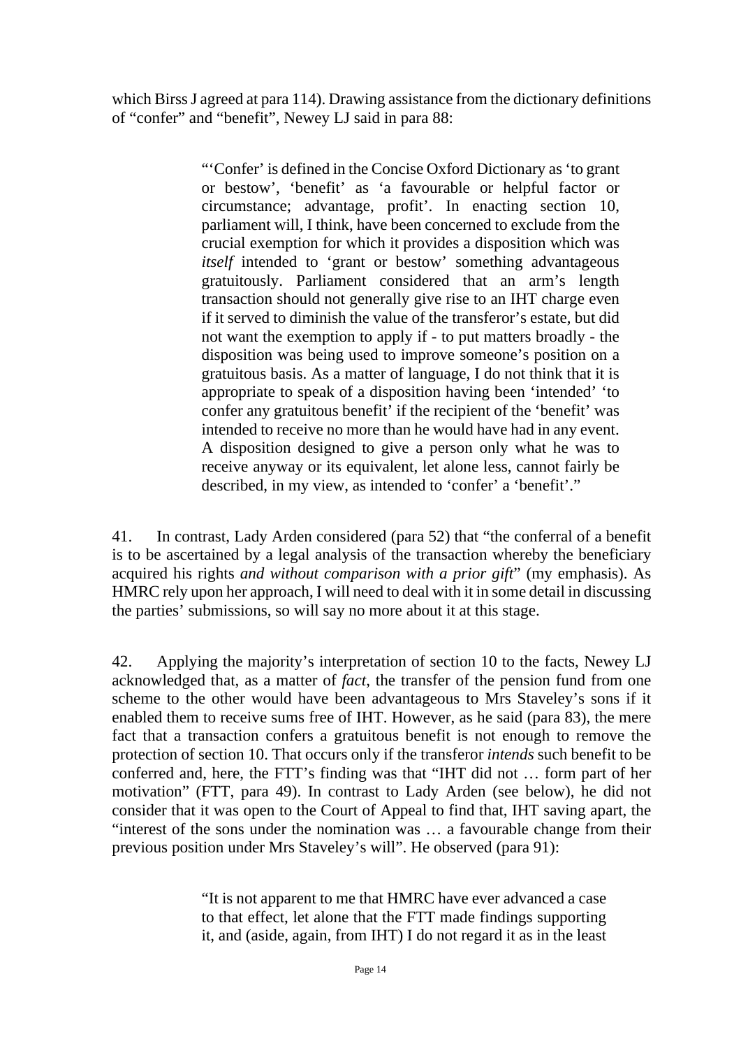which Birss J agreed at para 114). Drawing assistance from the dictionary definitions of "confer" and "benefit", Newey LJ said in para 88:

> "'Confer' is defined in the Concise Oxford Dictionary as 'to grant or bestow', 'benefit' as 'a favourable or helpful factor or circumstance; advantage, profit'. In enacting section 10, parliament will, I think, have been concerned to exclude from the crucial exemption for which it provides a disposition which was *itself* intended to 'grant or bestow' something advantageous gratuitously. Parliament considered that an arm's length transaction should not generally give rise to an IHT charge even if it served to diminish the value of the transferor's estate, but did not want the exemption to apply if - to put matters broadly - the disposition was being used to improve someone's position on a gratuitous basis. As a matter of language, I do not think that it is appropriate to speak of a disposition having been 'intended' 'to confer any gratuitous benefit' if the recipient of the 'benefit' was intended to receive no more than he would have had in any event. A disposition designed to give a person only what he was to receive anyway or its equivalent, let alone less, cannot fairly be described, in my view, as intended to 'confer' a 'benefit'."

41. In contrast, Lady Arden considered (para 52) that "the conferral of a benefit is to be ascertained by a legal analysis of the transaction whereby the beneficiary acquired his rights *and without comparison with a prior gift*" (my emphasis). As HMRC rely upon her approach, I will need to deal with it in some detail in discussing the parties' submissions, so will say no more about it at this stage.

42. Applying the majority's interpretation of section 10 to the facts, Newey LJ acknowledged that, as a matter of *fact*, the transfer of the pension fund from one scheme to the other would have been advantageous to Mrs Staveley's sons if it enabled them to receive sums free of IHT. However, as he said (para 83), the mere fact that a transaction confers a gratuitous benefit is not enough to remove the protection of section 10. That occurs only if the transferor *intends* such benefit to be conferred and, here, the FTT's finding was that "IHT did not … form part of her motivation" (FTT, para 49). In contrast to Lady Arden (see below), he did not consider that it was open to the Court of Appeal to find that, IHT saving apart, the "interest of the sons under the nomination was … a favourable change from their previous position under Mrs Staveley's will". He observed (para 91):

> "It is not apparent to me that HMRC have ever advanced a case to that effect, let alone that the FTT made findings supporting it, and (aside, again, from IHT) I do not regard it as in the least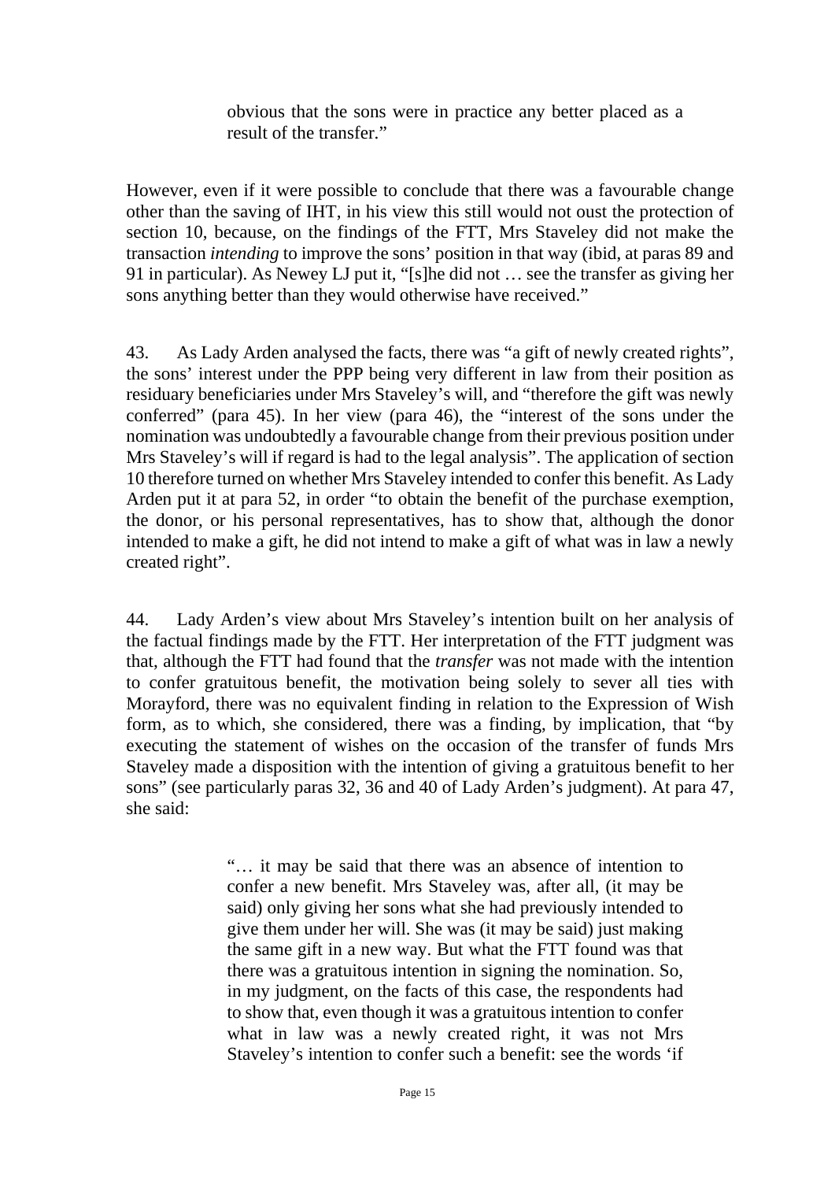> obvious that the sons were in practice any better placed as a result of the transfer."

However, even if it were possible to conclude that there was a favourable change other than the saving of IHT, in his view this still would not oust the protection of section 10, because, on the findings of the FTT, Mrs Staveley did not make the transaction *intending* to improve the sons' position in that way (ibid, at paras 89 and 91 in particular). As Newey LJ put it, "[s]he did not … see the transfer as giving her sons anything better than they would otherwise have received."

43. As Lady Arden analysed the facts, there was "a gift of newly created rights", the sons' interest under the PPP being very different in law from their position as residuary beneficiaries under Mrs Staveley's will, and "therefore the gift was newly conferred" (para 45). In her view (para 46), the "interest of the sons under the nomination was undoubtedly a favourable change from their previous position under Mrs Staveley's will if regard is had to the legal analysis". The application of section 10 therefore turned on whether Mrs Staveley intended to confer this benefit. As Lady Arden put it at para 52, in order "to obtain the benefit of the purchase exemption, the donor, or his personal representatives, has to show that, although the donor intended to make a gift, he did not intend to make a gift of what was in law a newly created right".

44. Lady Arden's view about Mrs Staveley's intention built on her analysis of the factual findings made by the FTT. Her interpretation of the FTT judgment was that, although the FTT had found that the *transfer* was not made with the intention to confer gratuitous benefit, the motivation being solely to sever all ties with Morayford, there was no equivalent finding in relation to the Expression of Wish form, as to which, she considered, there was a finding, by implication, that "by executing the statement of wishes on the occasion of the transfer of funds Mrs Staveley made a disposition with the intention of giving a gratuitous benefit to her sons" (see particularly paras 32, 36 and 40 of Lady Arden's judgment). At para 47, she said:

> "… it may be said that there was an absence of intention to confer a new benefit. Mrs Staveley was, after all, (it may be said) only giving her sons what she had previously intended to give them under her will. She was (it may be said) just making the same gift in a new way. But what the FTT found was that there was a gratuitous intention in signing the nomination. So, in my judgment, on the facts of this case, the respondents had to show that, even though it was a gratuitous intention to confer what in law was a newly created right, it was not Mrs Staveley's intention to confer such a benefit: see the words 'if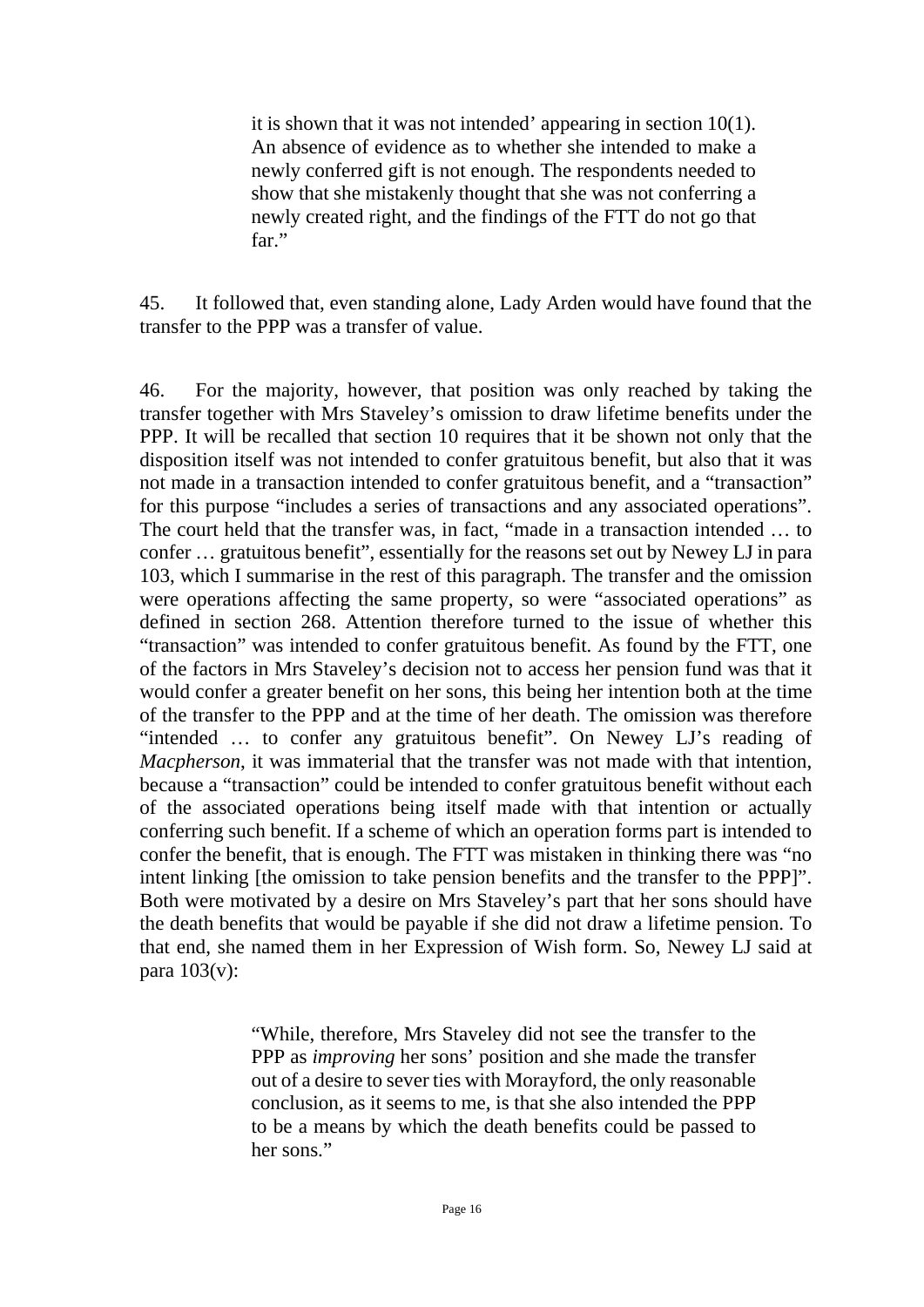> it is shown that it was not intended' appearing in section 10(1). An absence of evidence as to whether she intended to make a newly conferred gift is not enough. The respondents needed to show that she mistakenly thought that she was not conferring a newly created right, and the findings of the FTT do not go that far."

45. It followed that, even standing alone, Lady Arden would have found that the transfer to the PPP was a transfer of value.

46. For the majority, however, that position was only reached by taking the transfer together with Mrs Staveley's omission to draw lifetime benefits under the PPP. It will be recalled that section 10 requires that it be shown not only that the disposition itself was not intended to confer gratuitous benefit, but also that it was not made in a transaction intended to confer gratuitous benefit, and a "transaction" for this purpose "includes a series of transactions and any associated operations". The court held that the transfer was, in fact, "made in a transaction intended … to confer … gratuitous benefit", essentially for the reasons set out by Newey LJ in para 103, which I summarise in the rest of this paragraph. The transfer and the omission were operations affecting the same property, so were "associated operations" as defined in section 268. Attention therefore turned to the issue of whether this "transaction" was intended to confer gratuitous benefit. As found by the FTT, one of the factors in Mrs Staveley's decision not to access her pension fund was that it would confer a greater benefit on her sons, this being her intention both at the time of the transfer to the PPP and at the time of her death. The omission was therefore "intended … to confer any gratuitous benefit". On Newey LJ's reading of *Macpherson*, it was immaterial that the transfer was not made with that intention, because a "transaction" could be intended to confer gratuitous benefit without each of the associated operations being itself made with that intention or actually conferring such benefit. If a scheme of which an operation forms part is intended to confer the benefit, that is enough. The FTT was mistaken in thinking there was "no intent linking [the omission to take pension benefits and the transfer to the PPP]". Both were motivated by a desire on Mrs Staveley's part that her sons should have the death benefits that would be payable if she did not draw a lifetime pension. To that end, she named them in her Expression of Wish form. So, Newey LJ said at para 103(v):

> "While, therefore, Mrs Staveley did not see the transfer to the PPP as *improving* her sons' position and she made the transfer out of a desire to sever ties with Morayford, the only reasonable conclusion, as it seems to me, is that she also intended the PPP to be a means by which the death benefits could be passed to her sons."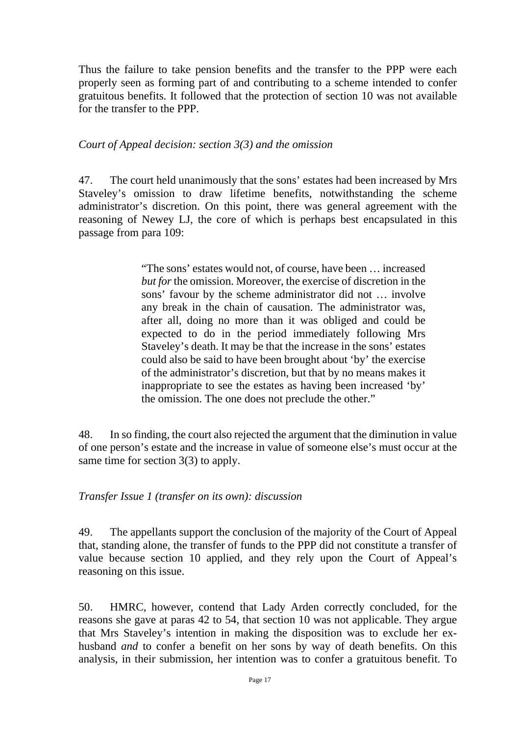Thus the failure to take pension benefits and the transfer to the PPP were each properly seen as forming part of and contributing to a scheme intended to confer gratuitous benefits. It followed that the protection of section 10 was not available for the transfer to the PPP.

*Court of Appeal decision: section 3(3) and the omission*

47. The court held unanimously that the sons' estates had been increased by Mrs Staveley's omission to draw lifetime benefits, notwithstanding the scheme administrator's discretion. On this point, there was general agreement with the reasoning of Newey LJ, the core of which is perhaps best encapsulated in this passage from para 109:

> "The sons' estates would not, of course, have been … increased *but for* the omission. Moreover, the exercise of discretion in the sons' favour by the scheme administrator did not … involve any break in the chain of causation. The administrator was, after all, doing no more than it was obliged and could be expected to do in the period immediately following Mrs Staveley's death. It may be that the increase in the sons' estates could also be said to have been brought about 'by' the exercise of the administrator's discretion, but that by no means makes it inappropriate to see the estates as having been increased 'by' the omission. The one does not preclude the other."

48. In so finding, the court also rejected the argument that the diminution in value of one person's estate and the increase in value of someone else's must occur at the same time for section 3(3) to apply.

*Transfer Issue 1 (transfer on its own): discussion*

49. The appellants support the conclusion of the majority of the Court of Appeal that, standing alone, the transfer of funds to the PPP did not constitute a transfer of value because section 10 applied, and they rely upon the Court of Appeal's reasoning on this issue.

50. HMRC, however, contend that Lady Arden correctly concluded, for the reasons she gave at paras 42 to 54, that section 10 was not applicable. They argue that Mrs Staveley's intention in making the disposition was to exclude her ex-husband *and* to confer a benefit on her sons by way of death benefits. On this analysis, in their submission, her intention was to confer a gratuitous benefit. To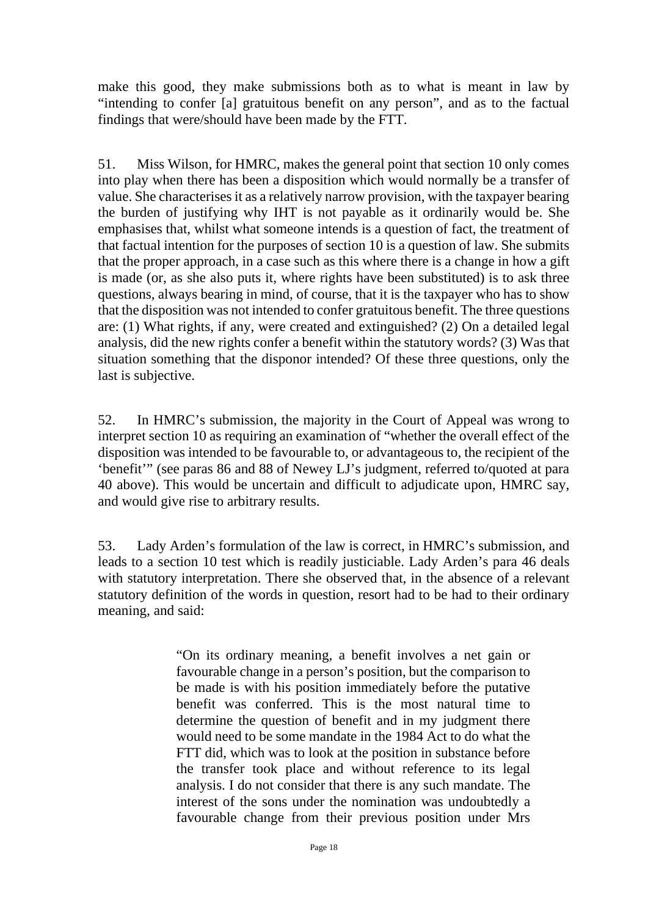make this good, they make submissions both as to what is meant in law by "intending to confer [a] gratuitous benefit on any person", and as to the factual findings that were/should have been made by the FTT.

51. Miss Wilson, for HMRC, makes the general point that section 10 only comes into play when there has been a disposition which would normally be a transfer of value. She characterises it as a relatively narrow provision, with the taxpayer bearing the burden of justifying why IHT is not payable as it ordinarily would be. She emphasises that, whilst what someone intends is a question of fact, the treatment of that factual intention for the purposes of section 10 is a question of law. She submits that the proper approach, in a case such as this where there is a change in how a gift is made (or, as she also puts it, where rights have been substituted) is to ask three questions, always bearing in mind, of course, that it is the taxpayer who has to show that the disposition was not intended to confer gratuitous benefit. The three questions are: (1) What rights, if any, were created and extinguished? (2) On a detailed legal analysis, did the new rights confer a benefit within the statutory words? (3) Was that situation something that the disponor intended? Of these three questions, only the last is subjective.

52. In HMRC's submission, the majority in the Court of Appeal was wrong to interpret section 10 as requiring an examination of "whether the overall effect of the disposition was intended to be favourable to, or advantageous to, the recipient of the 'benefit'" (see paras 86 and 88 of Newey LJ's judgment, referred to/quoted at para 40 above). This would be uncertain and difficult to adjudicate upon, HMRC say, and would give rise to arbitrary results.

53. Lady Arden's formulation of the law is correct, in HMRC's submission, and leads to a section 10 test which is readily justiciable. Lady Arden's para 46 deals with statutory interpretation. There she observed that, in the absence of a relevant statutory definition of the words in question, resort had to be had to their ordinary meaning, and said:

> "On its ordinary meaning, a benefit involves a net gain or favourable change in a person's position, but the comparison to be made is with his position immediately before the putative benefit was conferred. This is the most natural time to determine the question of benefit and in my judgment there would need to be some mandate in the 1984 Act to do what the FTT did, which was to look at the position in substance before the transfer took place and without reference to its legal analysis. I do not consider that there is any such mandate. The interest of the sons under the nomination was undoubtedly a favourable change from their previous position under Mrs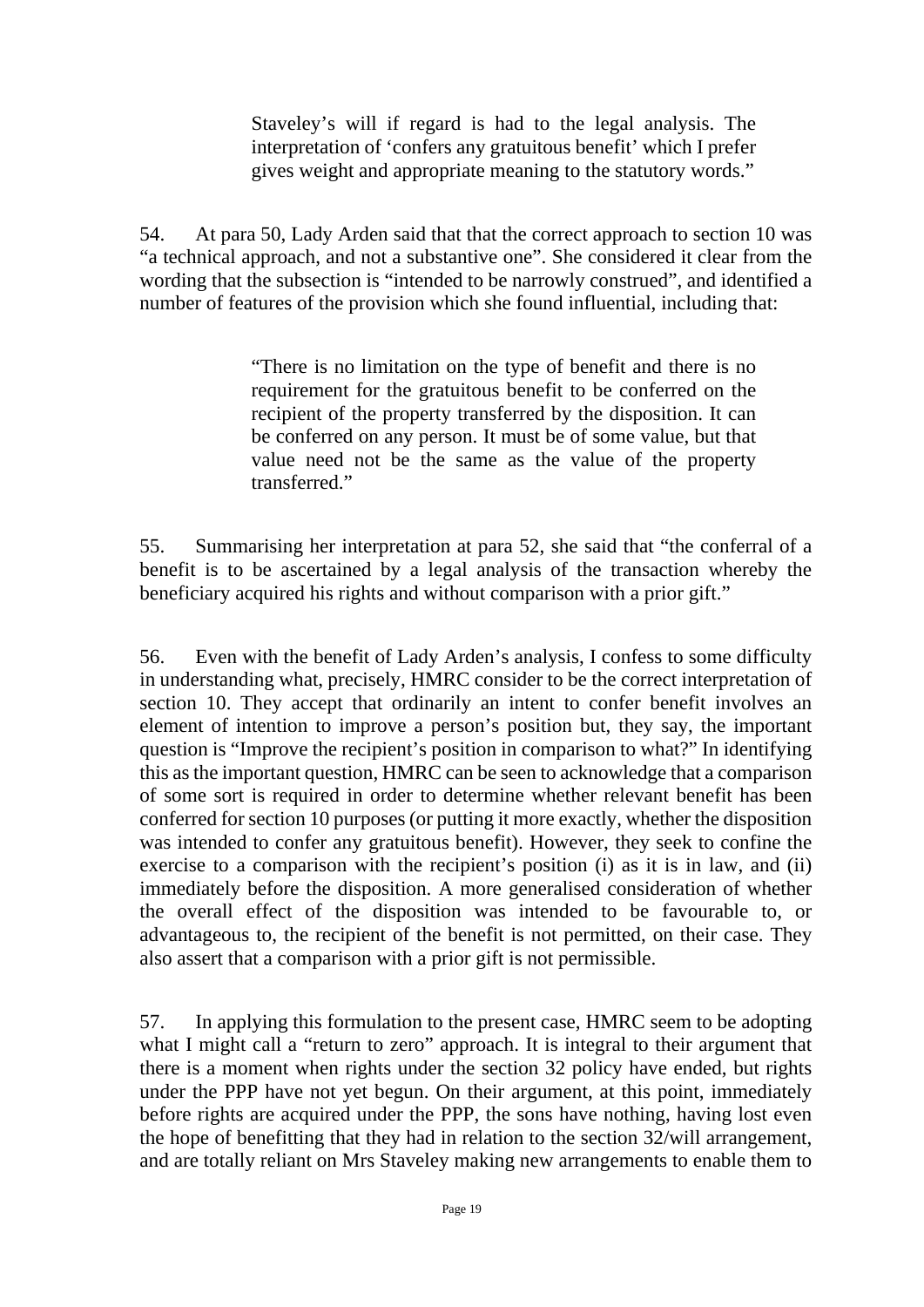> Staveley's will if regard is had to the legal analysis. The interpretation of 'confers any gratuitous benefit' which I prefer gives weight and appropriate meaning to the statutory words."

54. At para 50, Lady Arden said that that the correct approach to section 10 was "a technical approach, and not a substantive one". She considered it clear from the wording that the subsection is "intended to be narrowly construed", and identified a number of features of the provision which she found influential, including that:

> "There is no limitation on the type of benefit and there is no requirement for the gratuitous benefit to be conferred on the recipient of the property transferred by the disposition. It can be conferred on any person. It must be of some value, but that value need not be the same as the value of the property transferred."

55. Summarising her interpretation at para 52, she said that "the conferral of a benefit is to be ascertained by a legal analysis of the transaction whereby the beneficiary acquired his rights and without comparison with a prior gift."

56. Even with the benefit of Lady Arden's analysis, I confess to some difficulty in understanding what, precisely, HMRC consider to be the correct interpretation of section 10. They accept that ordinarily an intent to confer benefit involves an element of intention to improve a person's position but, they say, the important question is "Improve the recipient's position in comparison to what?" In identifying this as the important question, HMRC can be seen to acknowledge that a comparison of some sort is required in order to determine whether relevant benefit has been conferred for section 10 purposes (or putting it more exactly, whether the disposition was intended to confer any gratuitous benefit). However, they seek to confine the exercise to a comparison with the recipient's position (i) as it is in law, and (ii) immediately before the disposition. A more generalised consideration of whether the overall effect of the disposition was intended to be favourable to, or advantageous to, the recipient of the benefit is not permitted, on their case. They also assert that a comparison with a prior gift is not permissible.

57. In applying this formulation to the present case, HMRC seem to be adopting what I might call a "return to zero" approach. It is integral to their argument that there is a moment when rights under the section 32 policy have ended, but rights under the PPP have not yet begun. On their argument, at this point, immediately before rights are acquired under the PPP, the sons have nothing, having lost even the hope of benefitting that they had in relation to the section 32/will arrangement, and are totally reliant on Mrs Staveley making new arrangements to enable them to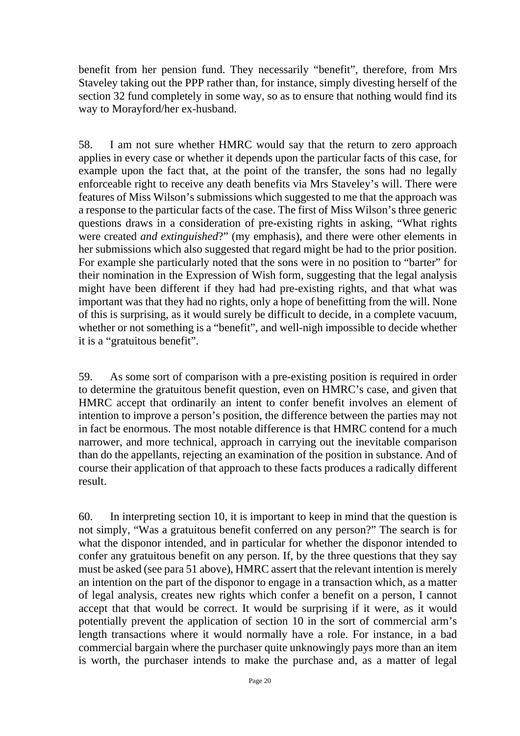benefit from her pension fund. They necessarily "benefit", therefore, from Mrs Staveley taking out the PPP rather than, for instance, simply divesting herself of the section 32 fund completely in some way, so as to ensure that nothing would find its way to Morayford/her ex-husband.

58. I am not sure whether HMRC would say that the return to zero approach applies in every case or whether it depends upon the particular facts of this case, for example upon the fact that, at the point of the transfer, the sons had no legally enforceable right to receive any death benefits via Mrs Staveley's will. There were features of Miss Wilson's submissions which suggested to me that the approach was a response to the particular facts of the case. The first of Miss Wilson's three generic questions draws in a consideration of pre-existing rights in asking, "What rights were created *and extinguished*?" (my emphasis), and there were other elements in her submissions which also suggested that regard might be had to the prior position. For example she particularly noted that the sons were in no position to "barter" for their nomination in the Expression of Wish form, suggesting that the legal analysis might have been different if they had had pre-existing rights, and that what was important was that they had no rights, only a hope of benefitting from the will. None of this is surprising, as it would surely be difficult to decide, in a complete vacuum, whether or not something is a "benefit", and well-nigh impossible to decide whether it is a "gratuitous benefit".

59. As some sort of comparison with a pre-existing position is required in order to determine the gratuitous benefit question, even on HMRC's case, and given that HMRC accept that ordinarily an intent to confer benefit involves an element of intention to improve a person's position, the difference between the parties may not in fact be enormous. The most notable difference is that HMRC contend for a much narrower, and more technical, approach in carrying out the inevitable comparison than do the appellants, rejecting an examination of the position in substance. And of course their application of that approach to these facts produces a radically different result.

60. In interpreting section 10, it is important to keep in mind that the question is not simply, "Was a gratuitous benefit conferred on any person?" The search is for what the disponor intended, and in particular for whether the disponor intended to confer any gratuitous benefit on any person. If, by the three questions that they say must be asked (see para 51 above), HMRC assert that the relevant intention is merely an intention on the part of the disponor to engage in a transaction which, as a matter of legal analysis, creates new rights which confer a benefit on a person, I cannot accept that that would be correct. It would be surprising if it were, as it would potentially prevent the application of section 10 in the sort of commercial arm's length transactions where it would normally have a role. For instance, in a bad commercial bargain where the purchaser quite unknowingly pays more than an item is worth, the purchaser intends to make the purchase and, as a matter of legal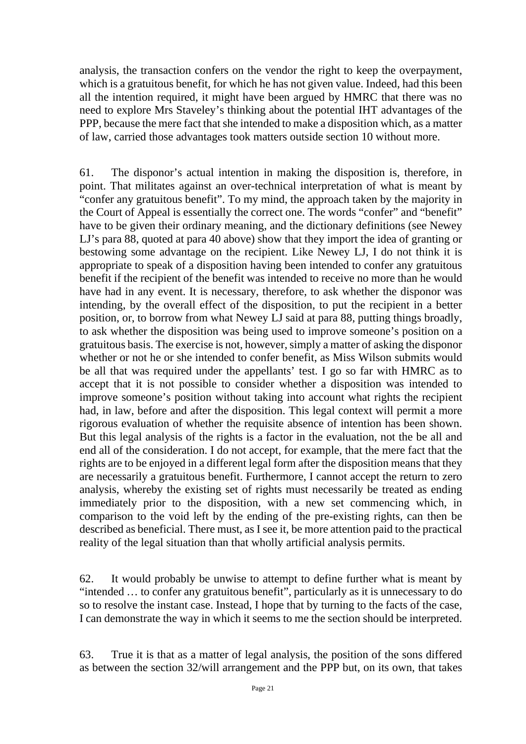analysis, the transaction confers on the vendor the right to keep the overpayment, which is a gratuitous benefit, for which he has not given value. Indeed, had this been all the intention required, it might have been argued by HMRC that there was no need to explore Mrs Staveley's thinking about the potential IHT advantages of the PPP, because the mere fact that she intended to make a disposition which, as a matter of law, carried those advantages took matters outside section 10 without more.

61. The disponor's actual intention in making the disposition is, therefore, in point. That militates against an over-technical interpretation of what is meant by "confer any gratuitous benefit". To my mind, the approach taken by the majority in the Court of Appeal is essentially the correct one. The words "confer" and "benefit" have to be given their ordinary meaning, and the dictionary definitions (see Newey LJ's para 88, quoted at para 40 above) show that they import the idea of granting or bestowing some advantage on the recipient. Like Newey LJ, I do not think it is appropriate to speak of a disposition having been intended to confer any gratuitous benefit if the recipient of the benefit was intended to receive no more than he would have had in any event. It is necessary, therefore, to ask whether the disponor was intending, by the overall effect of the disposition, to put the recipient in a better position, or, to borrow from what Newey LJ said at para 88, putting things broadly, to ask whether the disposition was being used to improve someone's position on a gratuitous basis. The exercise is not, however, simply a matter of asking the disponor whether or not he or she intended to confer benefit, as Miss Wilson submits would be all that was required under the appellants' test. I go so far with HMRC as to accept that it is not possible to consider whether a disposition was intended to improve someone's position without taking into account what rights the recipient had, in law, before and after the disposition. This legal context will permit a more rigorous evaluation of whether the requisite absence of intention has been shown. But this legal analysis of the rights is a factor in the evaluation, not the be all and end all of the consideration. I do not accept, for example, that the mere fact that the rights are to be enjoyed in a different legal form after the disposition means that they are necessarily a gratuitous benefit. Furthermore, I cannot accept the return to zero analysis, whereby the existing set of rights must necessarily be treated as ending immediately prior to the disposition, with a new set commencing which, in comparison to the void left by the ending of the pre-existing rights, can then be described as beneficial. There must, as I see it, be more attention paid to the practical reality of the legal situation than that wholly artificial analysis permits.

62. It would probably be unwise to attempt to define further what is meant by "intended … to confer any gratuitous benefit", particularly as it is unnecessary to do so to resolve the instant case. Instead, I hope that by turning to the facts of the case, I can demonstrate the way in which it seems to me the section should be interpreted.

63. True it is that as a matter of legal analysis, the position of the sons differed as between the section 32/will arrangement and the PPP but, on its own, that takes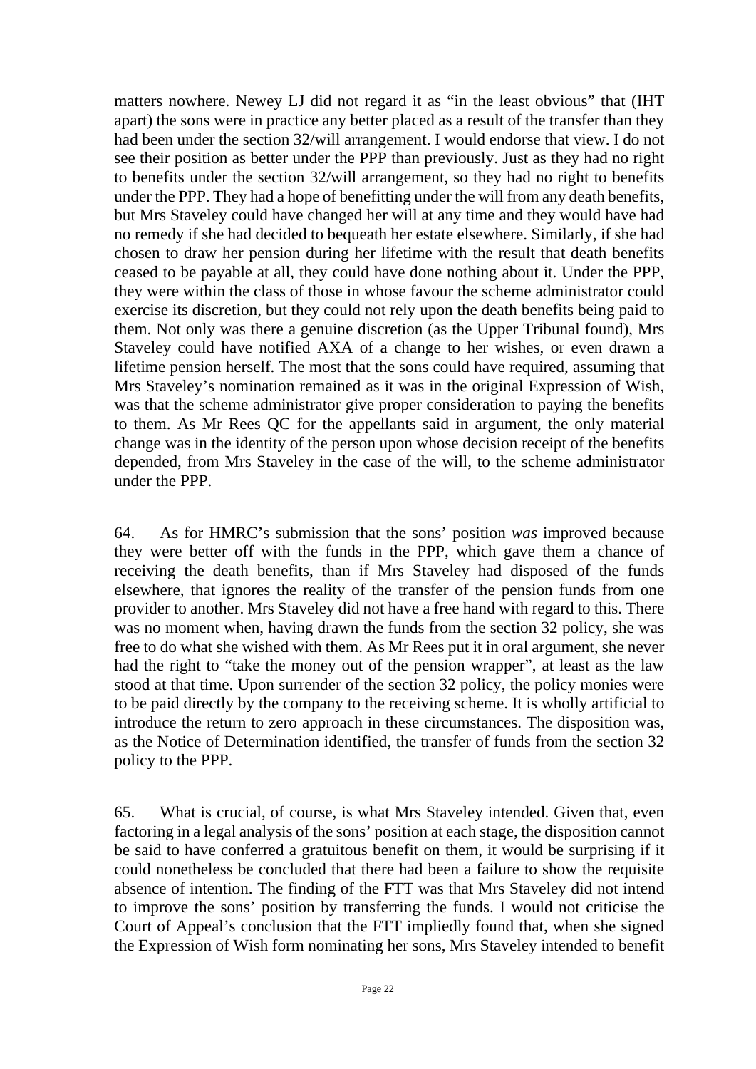matters nowhere. Newey LJ did not regard it as "in the least obvious" that (IHT apart) the sons were in practice any better placed as a result of the transfer than they had been under the section 32/will arrangement. I would endorse that view. I do not see their position as better under the PPP than previously. Just as they had no right to benefits under the section 32/will arrangement, so they had no right to benefits under the PPP. They had a hope of benefitting under the will from any death benefits, but Mrs Staveley could have changed her will at any time and they would have had no remedy if she had decided to bequeath her estate elsewhere. Similarly, if she had chosen to draw her pension during her lifetime with the result that death benefits ceased to be payable at all, they could have done nothing about it. Under the PPP, they were within the class of those in whose favour the scheme administrator could exercise its discretion, but they could not rely upon the death benefits being paid to them. Not only was there a genuine discretion (as the Upper Tribunal found), Mrs Staveley could have notified AXA of a change to her wishes, or even drawn a lifetime pension herself. The most that the sons could have required, assuming that Mrs Staveley's nomination remained as it was in the original Expression of Wish, was that the scheme administrator give proper consideration to paying the benefits to them. As Mr Rees QC for the appellants said in argument, the only material change was in the identity of the person upon whose decision receipt of the benefits depended, from Mrs Staveley in the case of the will, to the scheme administrator under the PPP.

64. As for HMRC's submission that the sons' position *was* improved because they were better off with the funds in the PPP, which gave them a chance of receiving the death benefits, than if Mrs Staveley had disposed of the funds elsewhere, that ignores the reality of the transfer of the pension funds from one provider to another. Mrs Staveley did not have a free hand with regard to this. There was no moment when, having drawn the funds from the section 32 policy, she was free to do what she wished with them. As Mr Rees put it in oral argument, she never had the right to "take the money out of the pension wrapper", at least as the law stood at that time. Upon surrender of the section 32 policy, the policy monies were to be paid directly by the company to the receiving scheme. It is wholly artificial to introduce the return to zero approach in these circumstances. The disposition was, as the Notice of Determination identified, the transfer of funds from the section 32 policy to the PPP.

65. What is crucial, of course, is what Mrs Staveley intended. Given that, even factoring in a legal analysis of the sons' position at each stage, the disposition cannot be said to have conferred a gratuitous benefit on them, it would be surprising if it could nonetheless be concluded that there had been a failure to show the requisite absence of intention. The finding of the FTT was that Mrs Staveley did not intend to improve the sons' position by transferring the funds. I would not criticise the Court of Appeal's conclusion that the FTT impliedly found that, when she signed the Expression of Wish form nominating her sons, Mrs Staveley intended to benefit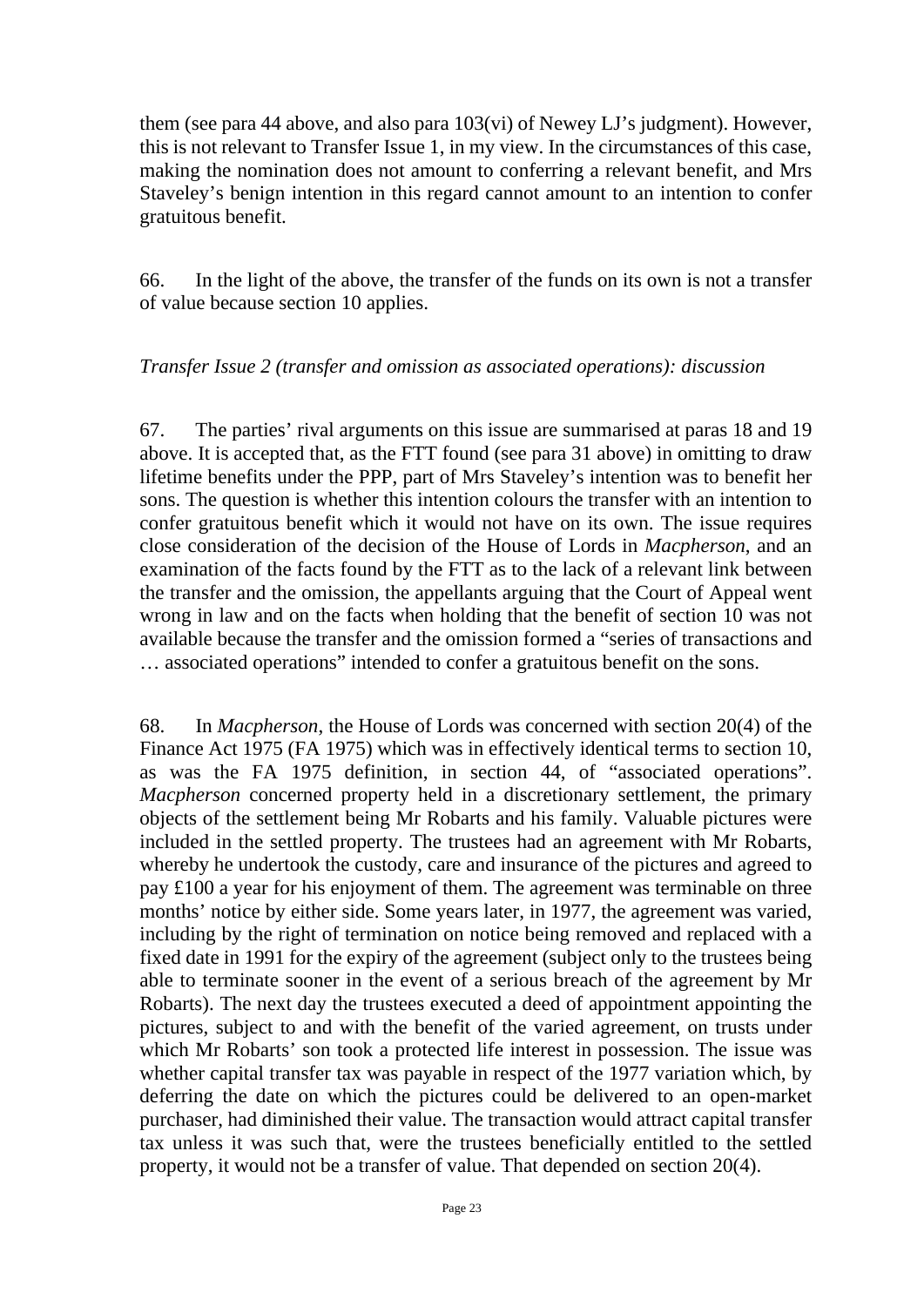them (see para 44 above, and also para 103(vi) of Newey LJ's judgment). However, this is not relevant to Transfer Issue 1, in my view. In the circumstances of this case, making the nomination does not amount to conferring a relevant benefit, and Mrs Staveley's benign intention in this regard cannot amount to an intention to confer gratuitous benefit.

66. In the light of the above, the transfer of the funds on its own is not a transfer of value because section 10 applies.

*Transfer Issue 2 (transfer and omission as associated operations): discussion*

67. The parties' rival arguments on this issue are summarised at paras 18 and 19 above. It is accepted that, as the FTT found (see para 31 above) in omitting to draw lifetime benefits under the PPP, part of Mrs Staveley's intention was to benefit her sons. The question is whether this intention colours the transfer with an intention to confer gratuitous benefit which it would not have on its own. The issue requires close consideration of the decision of the House of Lords in *Macpherson*, and an examination of the facts found by the FTT as to the lack of a relevant link between the transfer and the omission, the appellants arguing that the Court of Appeal went wrong in law and on the facts when holding that the benefit of section 10 was not available because the transfer and the omission formed a "series of transactions and … associated operations" intended to confer a gratuitous benefit on the sons.

68. In *Macpherson*, the House of Lords was concerned with section 20(4) of the Finance Act 1975 (FA 1975) which was in effectively identical terms to section 10, as was the FA 1975 definition, in section 44, of "associated operations". *Macpherson* concerned property held in a discretionary settlement, the primary objects of the settlement being Mr Robarts and his family. Valuable pictures were included in the settled property. The trustees had an agreement with Mr Robarts, whereby he undertook the custody, care and insurance of the pictures and agreed to pay £100 a year for his enjoyment of them. The agreement was terminable on three months' notice by either side. Some years later, in 1977, the agreement was varied, including by the right of termination on notice being removed and replaced with a fixed date in 1991 for the expiry of the agreement (subject only to the trustees being able to terminate sooner in the event of a serious breach of the agreement by Mr Robarts). The next day the trustees executed a deed of appointment appointing the pictures, subject to and with the benefit of the varied agreement, on trusts under which Mr Robarts' son took a protected life interest in possession. The issue was whether capital transfer tax was payable in respect of the 1977 variation which, by deferring the date on which the pictures could be delivered to an open-market purchaser, had diminished their value. The transaction would attract capital transfer tax unless it was such that, were the trustees beneficially entitled to the settled property, it would not be a transfer of value. That depended on section 20(4).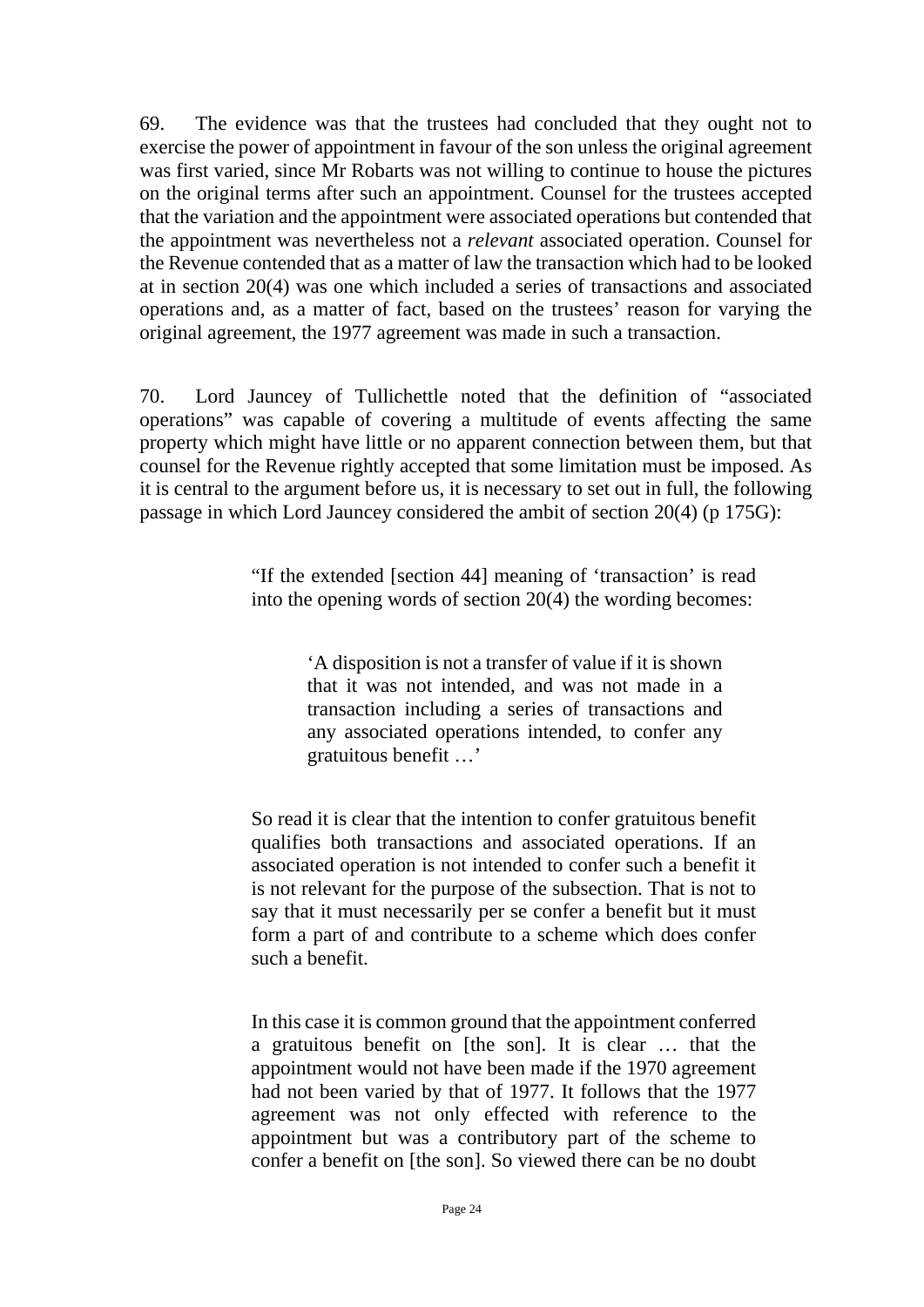69. The evidence was that the trustees had concluded that they ought not to exercise the power of appointment in favour of the son unless the original agreement was first varied, since Mr Robarts was not willing to continue to house the pictures on the original terms after such an appointment. Counsel for the trustees accepted that the variation and the appointment were associated operations but contended that the appointment was nevertheless not a *relevant* associated operation. Counsel for the Revenue contended that as a matter of law the transaction which had to be looked at in section 20(4) was one which included a series of transactions and associated operations and, as a matter of fact, based on the trustees' reason for varying the original agreement, the 1977 agreement was made in such a transaction.

70. Lord Jauncey of Tullichettle noted that the definition of "associated operations" was capable of covering a multitude of events affecting the same property which might have little or no apparent connection between them, but that counsel for the Revenue rightly accepted that some limitation must be imposed. As it is central to the argument before us, it is necessary to set out in full, the following passage in which Lord Jauncey considered the ambit of section 20(4) (p 175G):

> "If the extended [section 44] meaning of 'transaction' is read into the opening words of section 20(4) the wording becomes:
>
> > 'A disposition is not a transfer of value if it is shown that it was not intended, and was not made in a transaction including a series of transactions and any associated operations intended, to confer any gratuitous benefit …'
>
> So read it is clear that the intention to confer gratuitous benefit qualifies both transactions and associated operations. If an associated operation is not intended to confer such a benefit it is not relevant for the purpose of the subsection. That is not to say that it must necessarily per se confer a benefit but it must form a part of and contribute to a scheme which does confer such a benefit.
>
> In this case it is common ground that the appointment conferred a gratuitous benefit on [the son]. It is clear … that the appointment would not have been made if the 1970 agreement had not been varied by that of 1977. It follows that the 1977 agreement was not only effected with reference to the appointment but was a contributory part of the scheme to confer a benefit on [the son]. So viewed there can be no doubt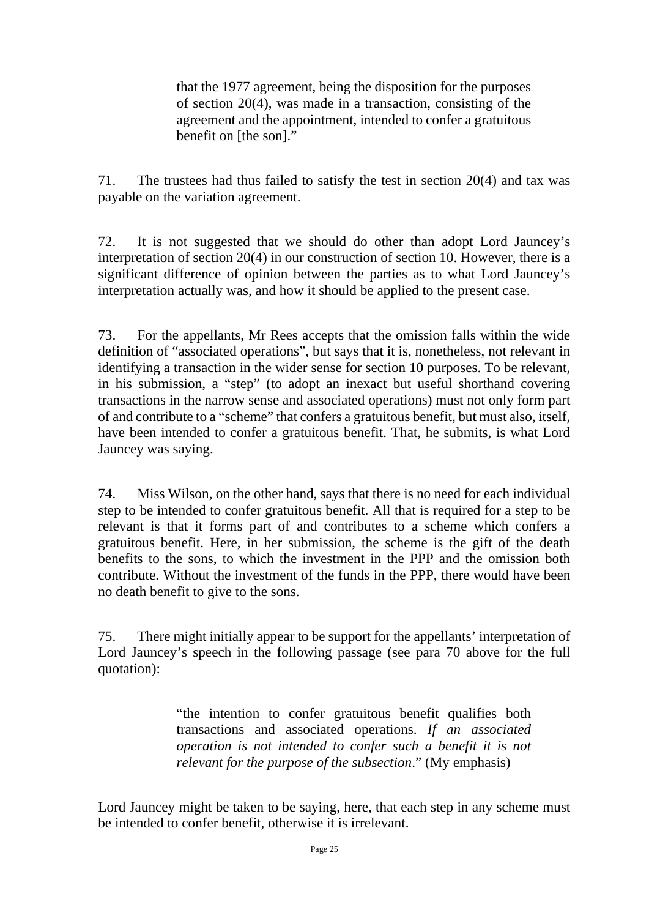> that the 1977 agreement, being the disposition for the purposes of section 20(4), was made in a transaction, consisting of the agreement and the appointment, intended to confer a gratuitous benefit on [the son]."

71. The trustees had thus failed to satisfy the test in section 20(4) and tax was payable on the variation agreement.

72. It is not suggested that we should do other than adopt Lord Jauncey's interpretation of section 20(4) in our construction of section 10. However, there is a significant difference of opinion between the parties as to what Lord Jauncey's interpretation actually was, and how it should be applied to the present case.

73. For the appellants, Mr Rees accepts that the omission falls within the wide definition of "associated operations", but says that it is, nonetheless, not relevant in identifying a transaction in the wider sense for section 10 purposes. To be relevant, in his submission, a "step" (to adopt an inexact but useful shorthand covering transactions in the narrow sense and associated operations) must not only form part of and contribute to a "scheme" that confers a gratuitous benefit, but must also, itself, have been intended to confer a gratuitous benefit. That, he submits, is what Lord Jauncey was saying.

74. Miss Wilson, on the other hand, says that there is no need for each individual step to be intended to confer gratuitous benefit. All that is required for a step to be relevant is that it forms part of and contributes to a scheme which confers a gratuitous benefit. Here, in her submission, the scheme is the gift of the death benefits to the sons, to which the investment in the PPP and the omission both contribute. Without the investment of the funds in the PPP, there would have been no death benefit to give to the sons.

75. There might initially appear to be support for the appellants' interpretation of Lord Jauncey's speech in the following passage (see para 70 above for the full quotation):

> "the intention to confer gratuitous benefit qualifies both transactions and associated operations. *If an associated operation is not intended to confer such a benefit it is not relevant for the purpose of the subsection*." (My emphasis)

Lord Jauncey might be taken to be saying, here, that each step in any scheme must be intended to confer benefit, otherwise it is irrelevant.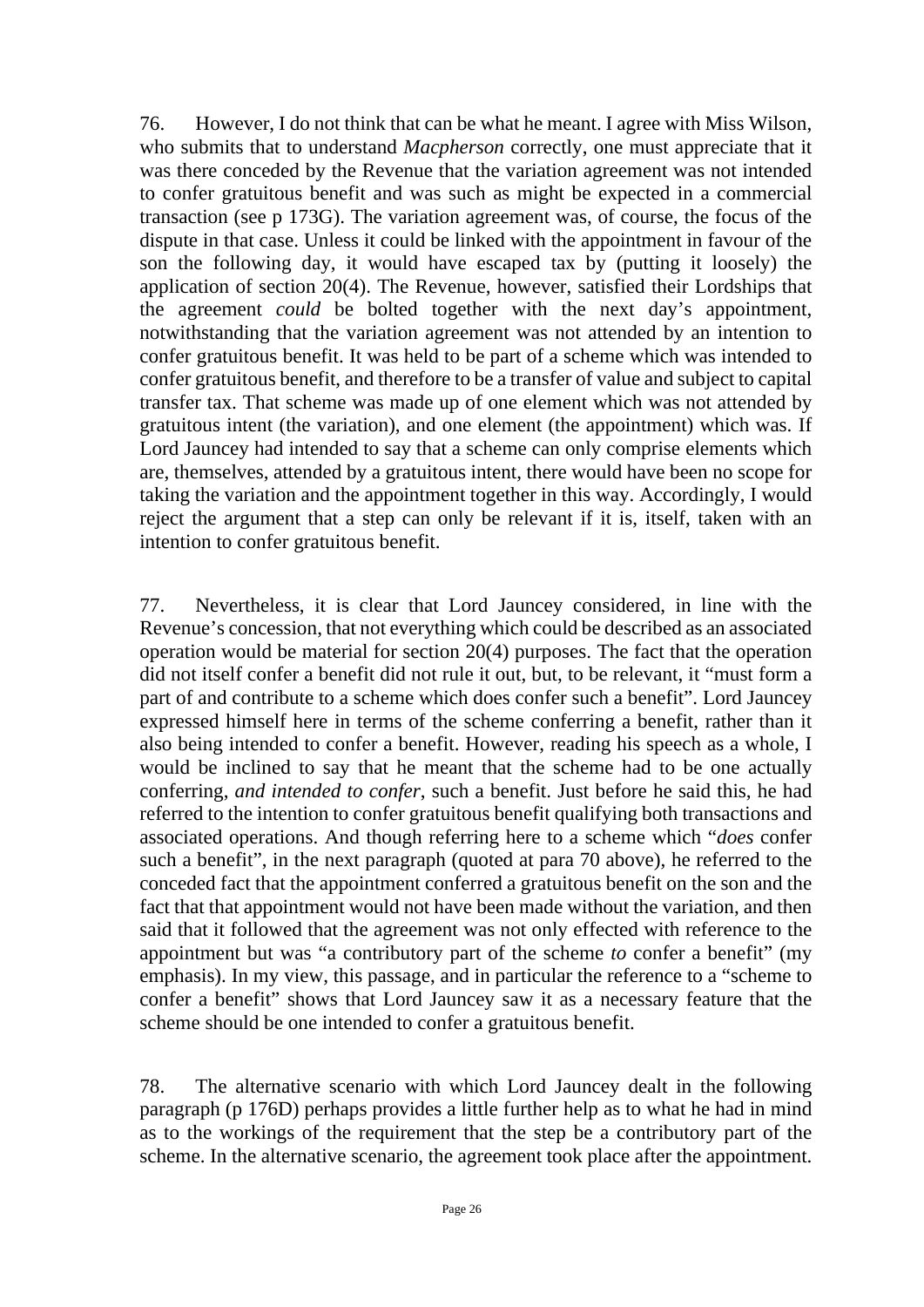76. However, I do not think that can be what he meant. I agree with Miss Wilson, who submits that to understand *Macpherson* correctly, one must appreciate that it was there conceded by the Revenue that the variation agreement was not intended to confer gratuitous benefit and was such as might be expected in a commercial transaction (see p 173G). The variation agreement was, of course, the focus of the dispute in that case. Unless it could be linked with the appointment in favour of the son the following day, it would have escaped tax by (putting it loosely) the application of section 20(4). The Revenue, however, satisfied their Lordships that the agreement *could* be bolted together with the next day's appointment, notwithstanding that the variation agreement was not attended by an intention to confer gratuitous benefit. It was held to be part of a scheme which was intended to confer gratuitous benefit, and therefore to be a transfer of value and subject to capital transfer tax. That scheme was made up of one element which was not attended by gratuitous intent (the variation), and one element (the appointment) which was. If Lord Jauncey had intended to say that a scheme can only comprise elements which are, themselves, attended by a gratuitous intent, there would have been no scope for taking the variation and the appointment together in this way. Accordingly, I would reject the argument that a step can only be relevant if it is, itself, taken with an intention to confer gratuitous benefit.

77. Nevertheless, it is clear that Lord Jauncey considered, in line with the Revenue's concession, that not everything which could be described as an associated operation would be material for section 20(4) purposes. The fact that the operation did not itself confer a benefit did not rule it out, but, to be relevant, it "must form a part of and contribute to a scheme which does confer such a benefit". Lord Jauncey expressed himself here in terms of the scheme conferring a benefit, rather than it also being intended to confer a benefit. However, reading his speech as a whole, I would be inclined to say that he meant that the scheme had to be one actually conferring, *and intended to confer*, such a benefit. Just before he said this, he had referred to the intention to confer gratuitous benefit qualifying both transactions and associated operations. And though referring here to a scheme which "*does* confer such a benefit", in the next paragraph (quoted at para 70 above), he referred to the conceded fact that the appointment conferred a gratuitous benefit on the son and the fact that that appointment would not have been made without the variation, and then said that it followed that the agreement was not only effected with reference to the appointment but was "a contributory part of the scheme *to* confer a benefit" (my emphasis). In my view, this passage, and in particular the reference to a "scheme to confer a benefit" shows that Lord Jauncey saw it as a necessary feature that the scheme should be one intended to confer a gratuitous benefit.

78. The alternative scenario with which Lord Jauncey dealt in the following paragraph (p 176D) perhaps provides a little further help as to what he had in mind as to the workings of the requirement that the step be a contributory part of the scheme. In the alternative scenario, the agreement took place after the appointment.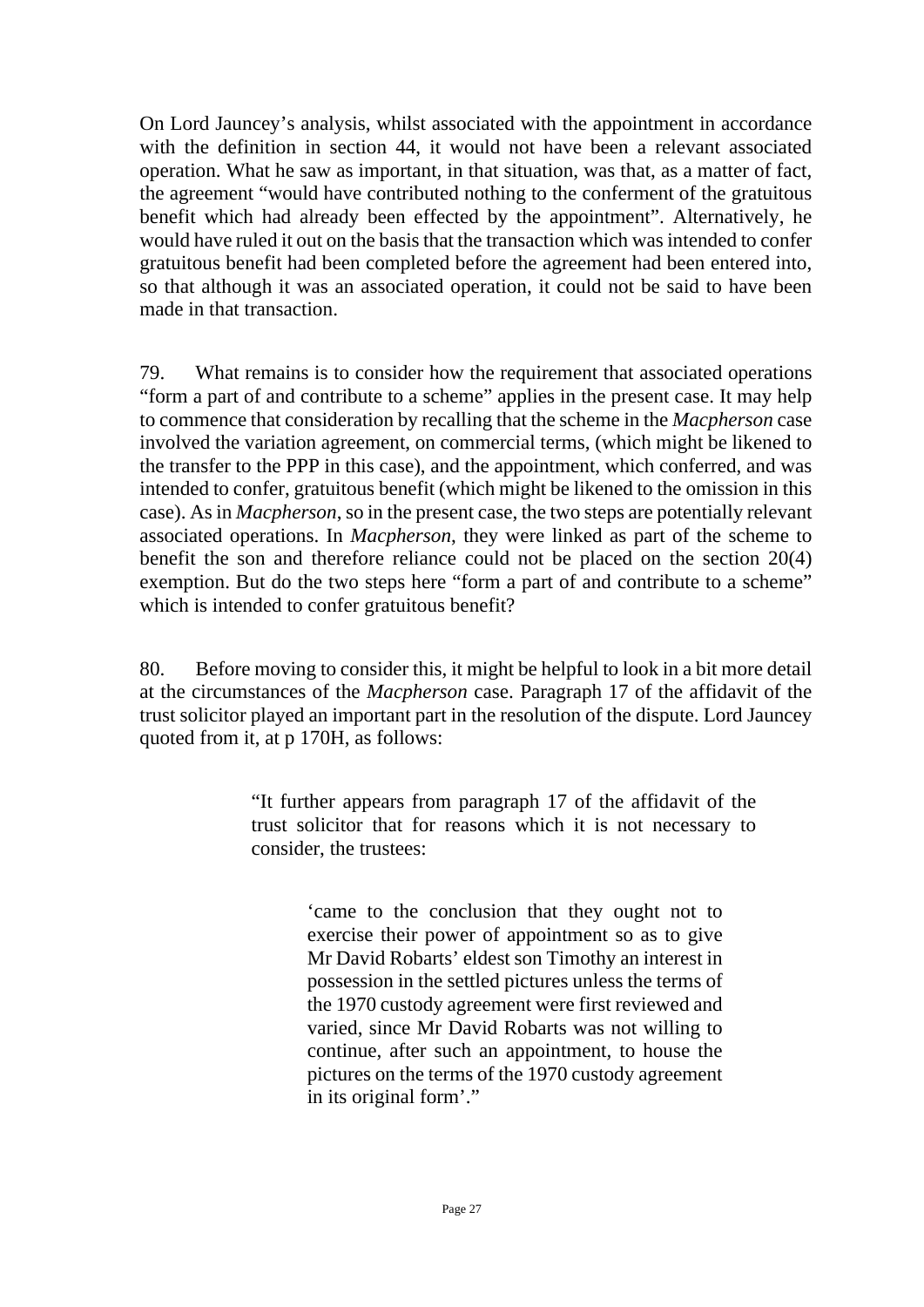On Lord Jauncey's analysis, whilst associated with the appointment in accordance with the definition in section 44, it would not have been a relevant associated operation. What he saw as important, in that situation, was that, as a matter of fact, the agreement "would have contributed nothing to the conferment of the gratuitous benefit which had already been effected by the appointment". Alternatively, he would have ruled it out on the basis that the transaction which was intended to confer gratuitous benefit had been completed before the agreement had been entered into, so that although it was an associated operation, it could not be said to have been made in that transaction.

79. What remains is to consider how the requirement that associated operations "form a part of and contribute to a scheme" applies in the present case. It may help to commence that consideration by recalling that the scheme in the *Macpherson* case involved the variation agreement, on commercial terms, (which might be likened to the transfer to the PPP in this case), and the appointment, which conferred, and was intended to confer, gratuitous benefit (which might be likened to the omission in this case). As in *Macpherson*, so in the present case, the two steps are potentially relevant associated operations. In *Macpherson*, they were linked as part of the scheme to benefit the son and therefore reliance could not be placed on the section 20(4) exemption. But do the two steps here "form a part of and contribute to a scheme" which is intended to confer gratuitous benefit?

80. Before moving to consider this, it might be helpful to look in a bit more detail at the circumstances of the *Macpherson* case. Paragraph 17 of the affidavit of the trust solicitor played an important part in the resolution of the dispute. Lord Jauncey quoted from it, at p 170H, as follows:

> "It further appears from paragraph 17 of the affidavit of the trust solicitor that for reasons which it is not necessary to consider, the trustees:
>
> > 'came to the conclusion that they ought not to exercise their power of appointment so as to give Mr David Robarts' eldest son Timothy an interest in possession in the settled pictures unless the terms of the 1970 custody agreement were first reviewed and varied, since Mr David Robarts was not willing to continue, after such an appointment, to house the pictures on the terms of the 1970 custody agreement in its original form'."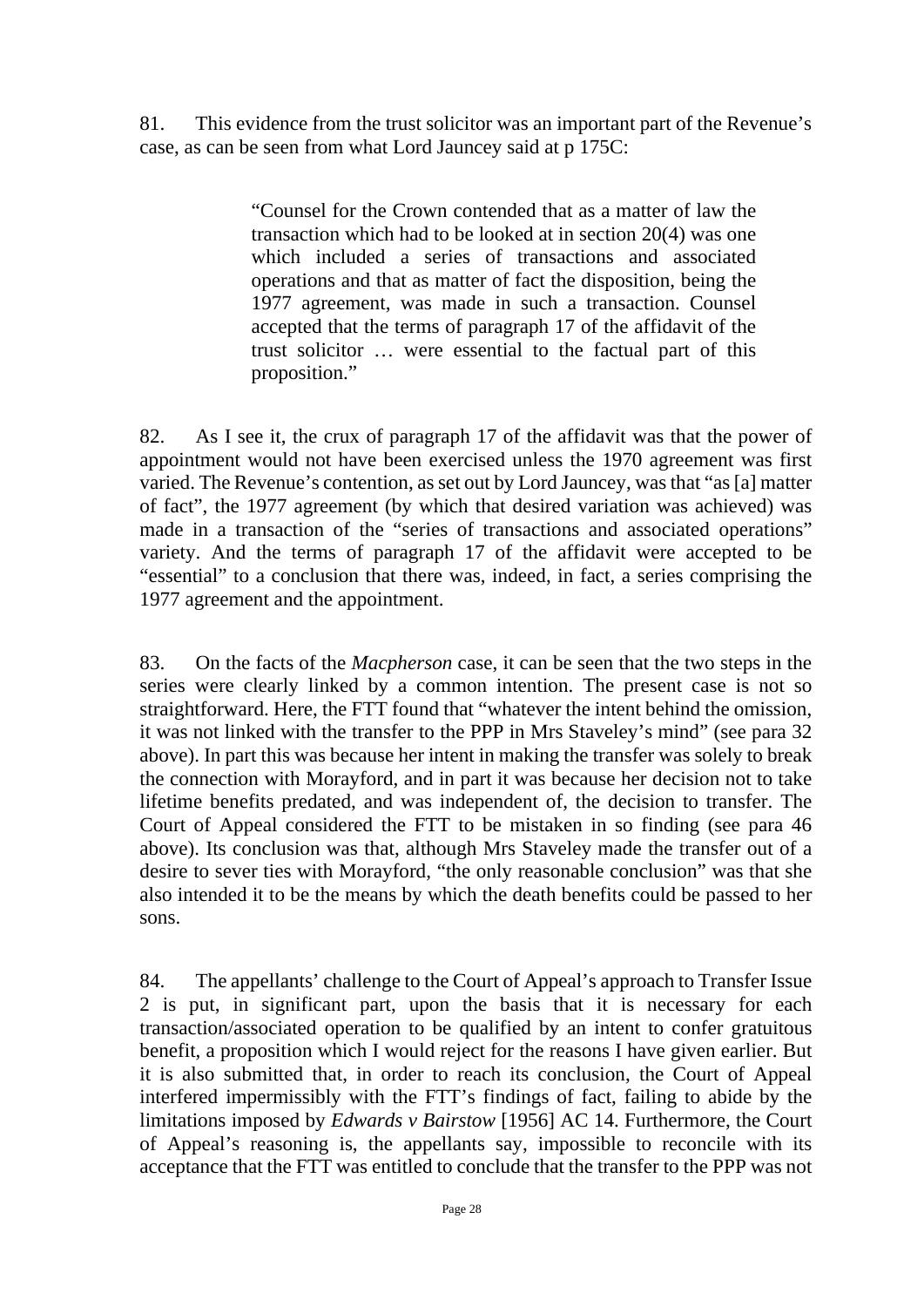81. This evidence from the trust solicitor was an important part of the Revenue's case, as can be seen from what Lord Jauncey said at p 175C:

> "Counsel for the Crown contended that as a matter of law the transaction which had to be looked at in section 20(4) was one which included a series of transactions and associated operations and that as matter of fact the disposition, being the 1977 agreement, was made in such a transaction. Counsel accepted that the terms of paragraph 17 of the affidavit of the trust solicitor … were essential to the factual part of this proposition."

82. As I see it, the crux of paragraph 17 of the affidavit was that the power of appointment would not have been exercised unless the 1970 agreement was first varied. The Revenue's contention, as set out by Lord Jauncey, was that "as [a] matter of fact", the 1977 agreement (by which that desired variation was achieved) was made in a transaction of the "series of transactions and associated operations" variety. And the terms of paragraph 17 of the affidavit were accepted to be "essential" to a conclusion that there was, indeed, in fact, a series comprising the 1977 agreement and the appointment.

83. On the facts of the *Macpherson* case, it can be seen that the two steps in the series were clearly linked by a common intention. The present case is not so straightforward. Here, the FTT found that "whatever the intent behind the omission, it was not linked with the transfer to the PPP in Mrs Staveley's mind" (see para 32 above). In part this was because her intent in making the transfer was solely to break the connection with Morayford, and in part it was because her decision not to take lifetime benefits predated, and was independent of, the decision to transfer. The Court of Appeal considered the FTT to be mistaken in so finding (see para 46 above). Its conclusion was that, although Mrs Staveley made the transfer out of a desire to sever ties with Morayford, "the only reasonable conclusion" was that she also intended it to be the means by which the death benefits could be passed to her sons.

84. The appellants' challenge to the Court of Appeal's approach to Transfer Issue 2 is put, in significant part, upon the basis that it is necessary for each transaction/associated operation to be qualified by an intent to confer gratuitous benefit, a proposition which I would reject for the reasons I have given earlier. But it is also submitted that, in order to reach its conclusion, the Court of Appeal interfered impermissibly with the FTT's findings of fact, failing to abide by the limitations imposed by *Edwards v Bairstow* [1956] AC 14. Furthermore, the Court of Appeal's reasoning is, the appellants say, impossible to reconcile with its acceptance that the FTT was entitled to conclude that the transfer to the PPP was not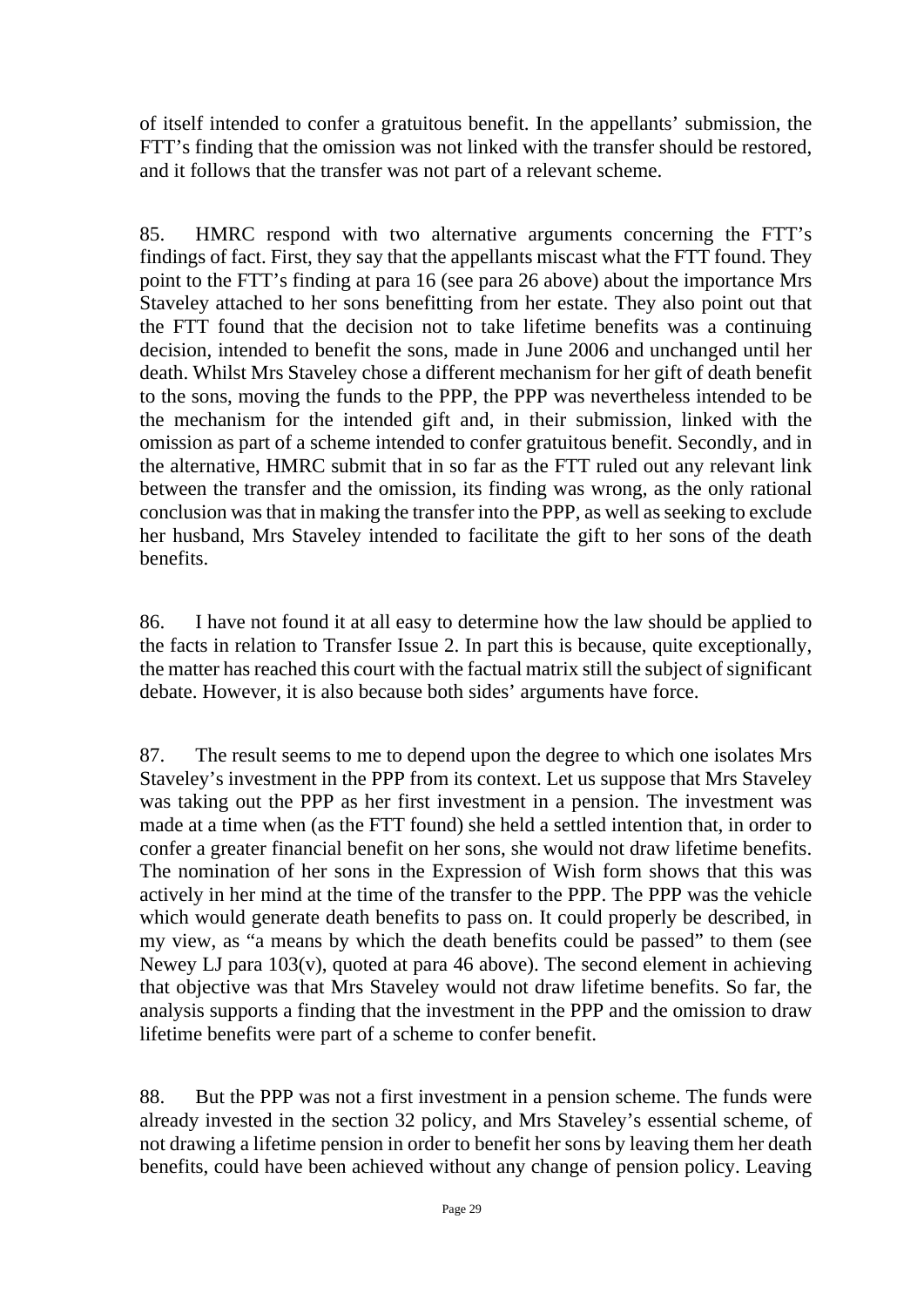of itself intended to confer a gratuitous benefit. In the appellants' submission, the FTT's finding that the omission was not linked with the transfer should be restored, and it follows that the transfer was not part of a relevant scheme.

85. HMRC respond with two alternative arguments concerning the FTT's findings of fact. First, they say that the appellants miscast what the FTT found. They point to the FTT's finding at para 16 (see para 26 above) about the importance Mrs Staveley attached to her sons benefitting from her estate. They also point out that the FTT found that the decision not to take lifetime benefits was a continuing decision, intended to benefit the sons, made in June 2006 and unchanged until her death. Whilst Mrs Staveley chose a different mechanism for her gift of death benefit to the sons, moving the funds to the PPP, the PPP was nevertheless intended to be the mechanism for the intended gift and, in their submission, linked with the omission as part of a scheme intended to confer gratuitous benefit. Secondly, and in the alternative, HMRC submit that in so far as the FTT ruled out any relevant link between the transfer and the omission, its finding was wrong, as the only rational conclusion was that in making the transfer into the PPP, as well as seeking to exclude her husband, Mrs Staveley intended to facilitate the gift to her sons of the death benefits.

86. I have not found it at all easy to determine how the law should be applied to the facts in relation to Transfer Issue 2. In part this is because, quite exceptionally, the matter has reached this court with the factual matrix still the subject of significant debate. However, it is also because both sides' arguments have force.

87. The result seems to me to depend upon the degree to which one isolates Mrs Staveley's investment in the PPP from its context. Let us suppose that Mrs Staveley was taking out the PPP as her first investment in a pension. The investment was made at a time when (as the FTT found) she held a settled intention that, in order to confer a greater financial benefit on her sons, she would not draw lifetime benefits. The nomination of her sons in the Expression of Wish form shows that this was actively in her mind at the time of the transfer to the PPP. The PPP was the vehicle which would generate death benefits to pass on. It could properly be described, in my view, as "a means by which the death benefits could be passed" to them (see Newey LJ para 103(v), quoted at para 46 above). The second element in achieving that objective was that Mrs Staveley would not draw lifetime benefits. So far, the analysis supports a finding that the investment in the PPP and the omission to draw lifetime benefits were part of a scheme to confer benefit.

88. But the PPP was not a first investment in a pension scheme. The funds were already invested in the section 32 policy, and Mrs Staveley's essential scheme, of not drawing a lifetime pension in order to benefit her sons by leaving them her death benefits, could have been achieved without any change of pension policy. Leaving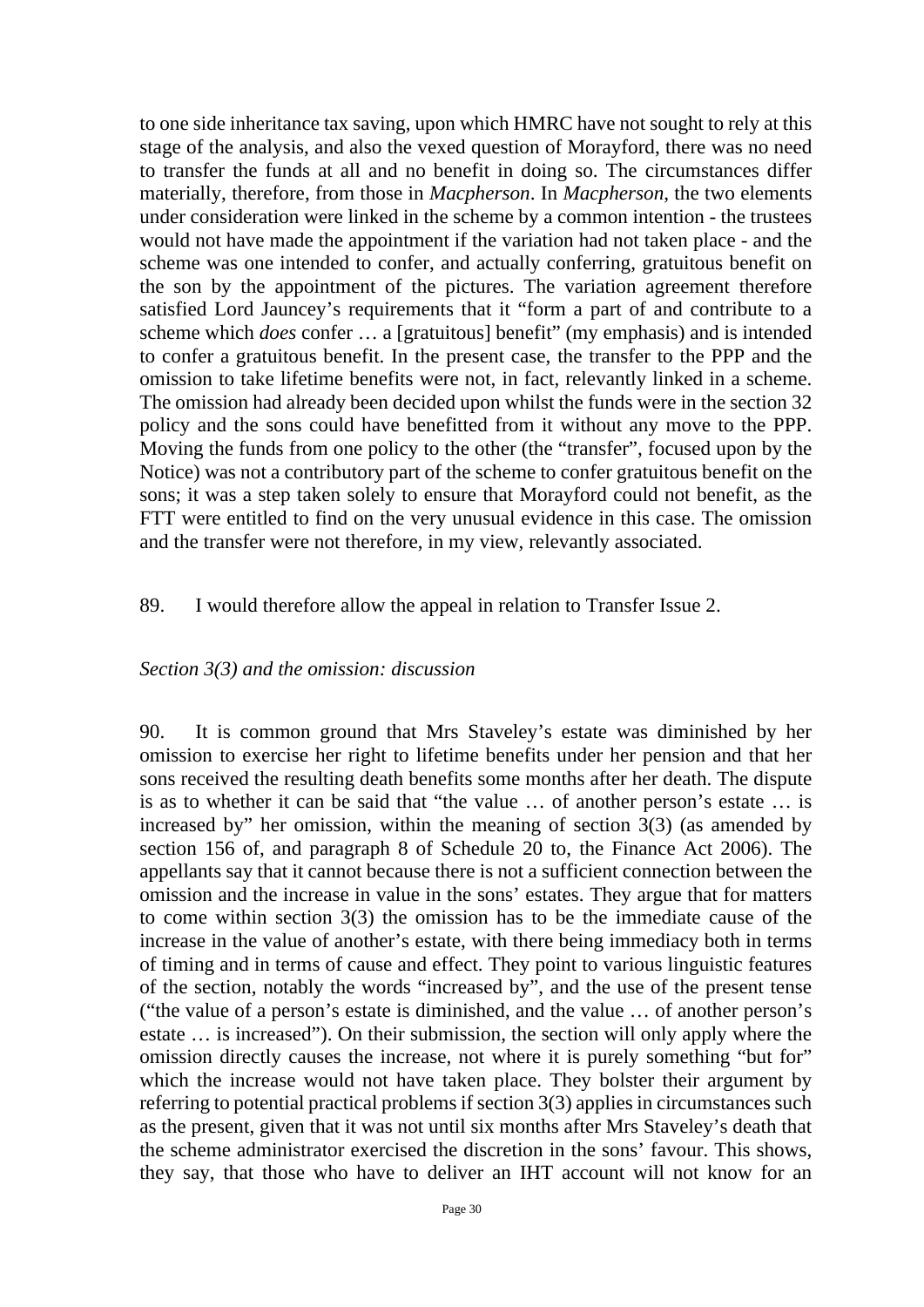to one side inheritance tax saving, upon which HMRC have not sought to rely at this stage of the analysis, and also the vexed question of Morayford, there was no need to transfer the funds at all and no benefit in doing so. The circumstances differ materially, therefore, from those in *Macpherson*. In *Macpherson*, the two elements under consideration were linked in the scheme by a common intention - the trustees would not have made the appointment if the variation had not taken place - and the scheme was one intended to confer, and actually conferring, gratuitous benefit on the son by the appointment of the pictures. The variation agreement therefore satisfied Lord Jauncey's requirements that it "form a part of and contribute to a scheme which *does* confer … a [gratuitous] benefit" (my emphasis) and is intended to confer a gratuitous benefit. In the present case, the transfer to the PPP and the omission to take lifetime benefits were not, in fact, relevantly linked in a scheme. The omission had already been decided upon whilst the funds were in the section 32 policy and the sons could have benefitted from it without any move to the PPP. Moving the funds from one policy to the other (the "transfer", focused upon by the Notice) was not a contributory part of the scheme to confer gratuitous benefit on the sons; it was a step taken solely to ensure that Morayford could not benefit, as the FTT were entitled to find on the very unusual evidence in this case. The omission and the transfer were not therefore, in my view, relevantly associated.

89. I would therefore allow the appeal in relation to Transfer Issue 2.

*Section 3(3) and the omission: discussion*

90. It is common ground that Mrs Staveley's estate was diminished by her omission to exercise her right to lifetime benefits under her pension and that her sons received the resulting death benefits some months after her death. The dispute is as to whether it can be said that "the value … of another person's estate … is increased by" her omission, within the meaning of section 3(3) (as amended by section 156 of, and paragraph 8 of Schedule 20 to, the Finance Act 2006). The appellants say that it cannot because there is not a sufficient connection between the omission and the increase in value in the sons' estates. They argue that for matters to come within section 3(3) the omission has to be the immediate cause of the increase in the value of another's estate, with there being immediacy both in terms of timing and in terms of cause and effect. They point to various linguistic features of the section, notably the words "increased by", and the use of the present tense ("the value of a person's estate is diminished, and the value … of another person's estate … is increased"). On their submission, the section will only apply where the omission directly causes the increase, not where it is purely something "but for" which the increase would not have taken place. They bolster their argument by referring to potential practical problems if section 3(3) applies in circumstances such as the present, given that it was not until six months after Mrs Staveley's death that the scheme administrator exercised the discretion in the sons' favour. This shows, they say, that those who have to deliver an IHT account will not know for an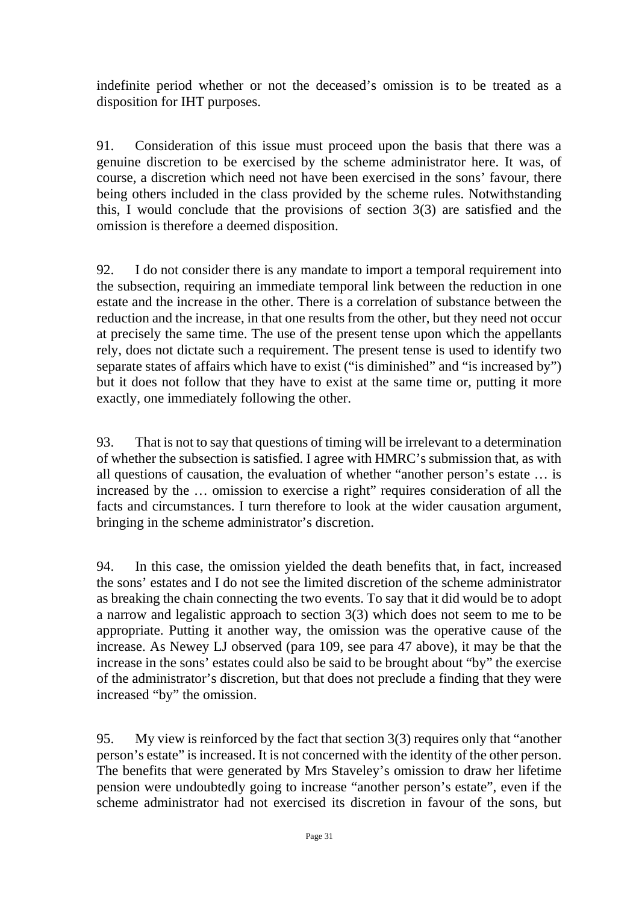indefinite period whether or not the deceased's omission is to be treated as a disposition for IHT purposes.

91. Consideration of this issue must proceed upon the basis that there was a genuine discretion to be exercised by the scheme administrator here. It was, of course, a discretion which need not have been exercised in the sons' favour, there being others included in the class provided by the scheme rules. Notwithstanding this, I would conclude that the provisions of section 3(3) are satisfied and the omission is therefore a deemed disposition.

92. I do not consider there is any mandate to import a temporal requirement into the subsection, requiring an immediate temporal link between the reduction in one estate and the increase in the other. There is a correlation of substance between the reduction and the increase, in that one results from the other, but they need not occur at precisely the same time. The use of the present tense upon which the appellants rely, does not dictate such a requirement. The present tense is used to identify two separate states of affairs which have to exist ("is diminished" and "is increased by") but it does not follow that they have to exist at the same time or, putting it more exactly, one immediately following the other.

93. That is not to say that questions of timing will be irrelevant to a determination of whether the subsection is satisfied. I agree with HMRC's submission that, as with all questions of causation, the evaluation of whether "another person's estate … is increased by the … omission to exercise a right" requires consideration of all the facts and circumstances. I turn therefore to look at the wider causation argument, bringing in the scheme administrator's discretion.

94. In this case, the omission yielded the death benefits that, in fact, increased the sons' estates and I do not see the limited discretion of the scheme administrator as breaking the chain connecting the two events. To say that it did would be to adopt a narrow and legalistic approach to section 3(3) which does not seem to me to be appropriate. Putting it another way, the omission was the operative cause of the increase. As Newey LJ observed (para 109, see para 47 above), it may be that the increase in the sons' estates could also be said to be brought about "by" the exercise of the administrator's discretion, but that does not preclude a finding that they were increased "by" the omission.

95. My view is reinforced by the fact that section 3(3) requires only that "another person's estate" is increased. It is not concerned with the identity of the other person. The benefits that were generated by Mrs Staveley's omission to draw her lifetime pension were undoubtedly going to increase "another person's estate", even if the scheme administrator had not exercised its discretion in favour of the sons, but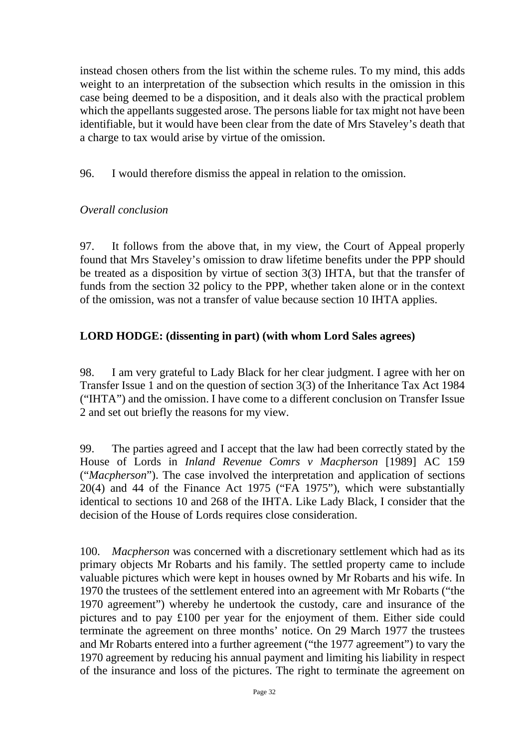instead chosen others from the list within the scheme rules. To my mind, this adds weight to an interpretation of the subsection which results in the omission in this case being deemed to be a disposition, and it deals also with the practical problem which the appellants suggested arose. The persons liable for tax might not have been identifiable, but it would have been clear from the date of Mrs Staveley's death that a charge to tax would arise by virtue of the omission.

96. I would therefore dismiss the appeal in relation to the omission.

*Overall conclusion*

97. It follows from the above that, in my view, the Court of Appeal properly found that Mrs Staveley's omission to draw lifetime benefits under the PPP should be treated as a disposition by virtue of section 3(3) IHTA, but that the transfer of funds from the section 32 policy to the PPP, whether taken alone or in the context of the omission, was not a transfer of value because section 10 IHTA applies.

**LORD HODGE: (dissenting in part) (with whom Lord Sales agrees)**

98. I am very grateful to Lady Black for her clear judgment. I agree with her on Transfer Issue 1 and on the question of section 3(3) of the Inheritance Tax Act 1984 ("IHTA") and the omission. I have come to a different conclusion on Transfer Issue 2 and set out briefly the reasons for my view.

99. The parties agreed and I accept that the law had been correctly stated by the House of Lords in *Inland Revenue Comrs v Macpherson* [1989] AC 159 ("*Macpherson*"). The case involved the interpretation and application of sections 20(4) and 44 of the Finance Act 1975 ("FA 1975"), which were substantially identical to sections 10 and 268 of the IHTA. Like Lady Black, I consider that the decision of the House of Lords requires close consideration.

100. *Macpherson* was concerned with a discretionary settlement which had as its primary objects Mr Robarts and his family. The settled property came to include valuable pictures which were kept in houses owned by Mr Robarts and his wife. In 1970 the trustees of the settlement entered into an agreement with Mr Robarts ("the 1970 agreement") whereby he undertook the custody, care and insurance of the pictures and to pay £100 per year for the enjoyment of them. Either side could terminate the agreement on three months' notice. On 29 March 1977 the trustees and Mr Robarts entered into a further agreement ("the 1977 agreement") to vary the 1970 agreement by reducing his annual payment and limiting his liability in respect of the insurance and loss of the pictures. The right to terminate the agreement on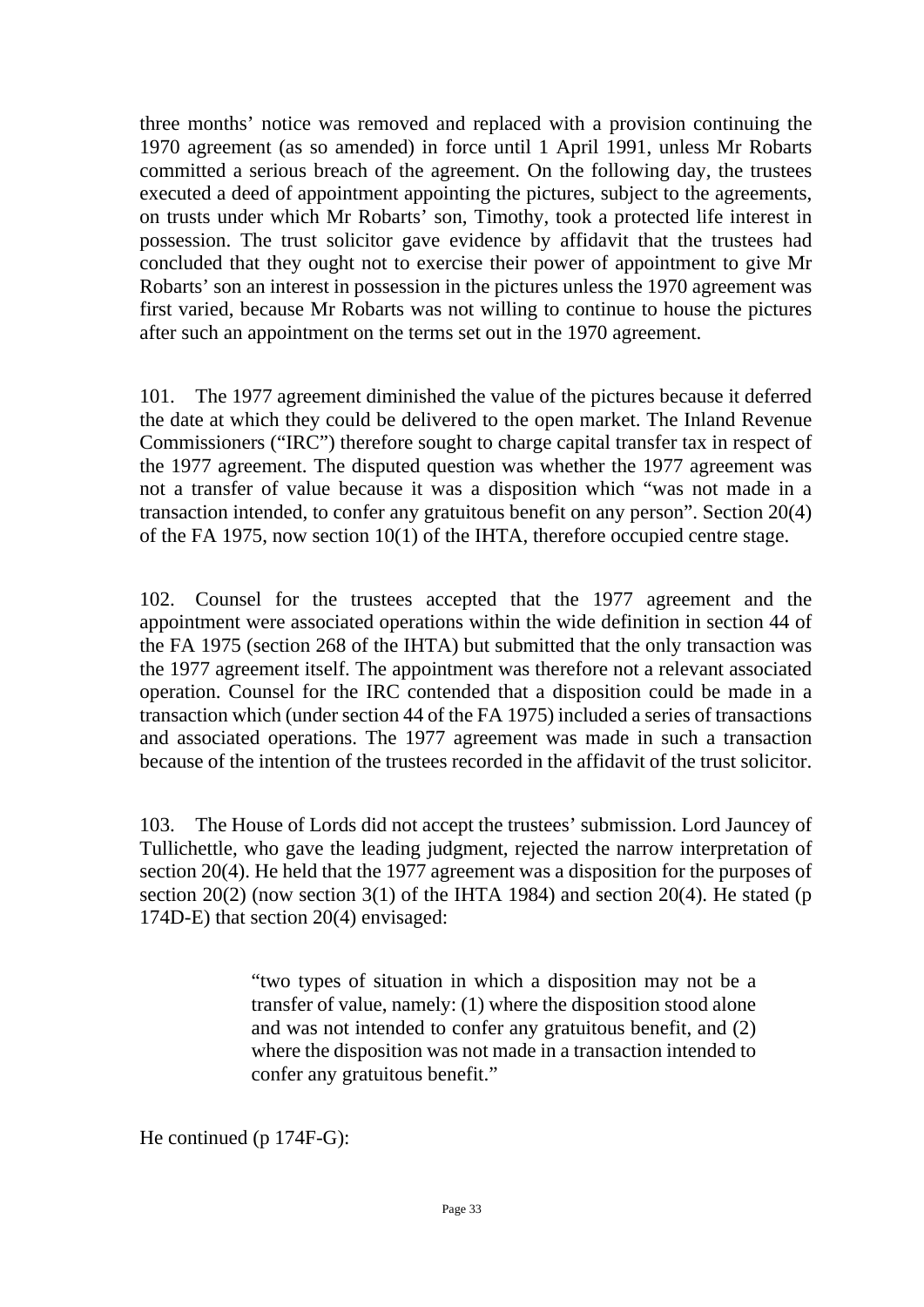three months' notice was removed and replaced with a provision continuing the 1970 agreement (as so amended) in force until 1 April 1991, unless Mr Robarts committed a serious breach of the agreement. On the following day, the trustees executed a deed of appointment appointing the pictures, subject to the agreements, on trusts under which Mr Robarts' son, Timothy, took a protected life interest in possession. The trust solicitor gave evidence by affidavit that the trustees had concluded that they ought not to exercise their power of appointment to give Mr Robarts' son an interest in possession in the pictures unless the 1970 agreement was first varied, because Mr Robarts was not willing to continue to house the pictures after such an appointment on the terms set out in the 1970 agreement.

101. The 1977 agreement diminished the value of the pictures because it deferred the date at which they could be delivered to the open market. The Inland Revenue Commissioners ("IRC") therefore sought to charge capital transfer tax in respect of the 1977 agreement. The disputed question was whether the 1977 agreement was not a transfer of value because it was a disposition which "was not made in a transaction intended, to confer any gratuitous benefit on any person". Section 20(4) of the FA 1975, now section 10(1) of the IHTA, therefore occupied centre stage.

102. Counsel for the trustees accepted that the 1977 agreement and the appointment were associated operations within the wide definition in section 44 of the FA 1975 (section 268 of the IHTA) but submitted that the only transaction was the 1977 agreement itself. The appointment was therefore not a relevant associated operation. Counsel for the IRC contended that a disposition could be made in a transaction which (under section 44 of the FA 1975) included a series of transactions and associated operations. The 1977 agreement was made in such a transaction because of the intention of the trustees recorded in the affidavit of the trust solicitor.

103. The House of Lords did not accept the trustees' submission. Lord Jauncey of Tullichettle, who gave the leading judgment, rejected the narrow interpretation of section 20(4). He held that the 1977 agreement was a disposition for the purposes of section 20(2) (now section 3(1) of the IHTA 1984) and section 20(4). He stated (p 174D-E) that section 20(4) envisaged:

> "two types of situation in which a disposition may not be a transfer of value, namely: (1) where the disposition stood alone and was not intended to confer any gratuitous benefit, and (2) where the disposition was not made in a transaction intended to confer any gratuitous benefit."

He continued (p 174F-G):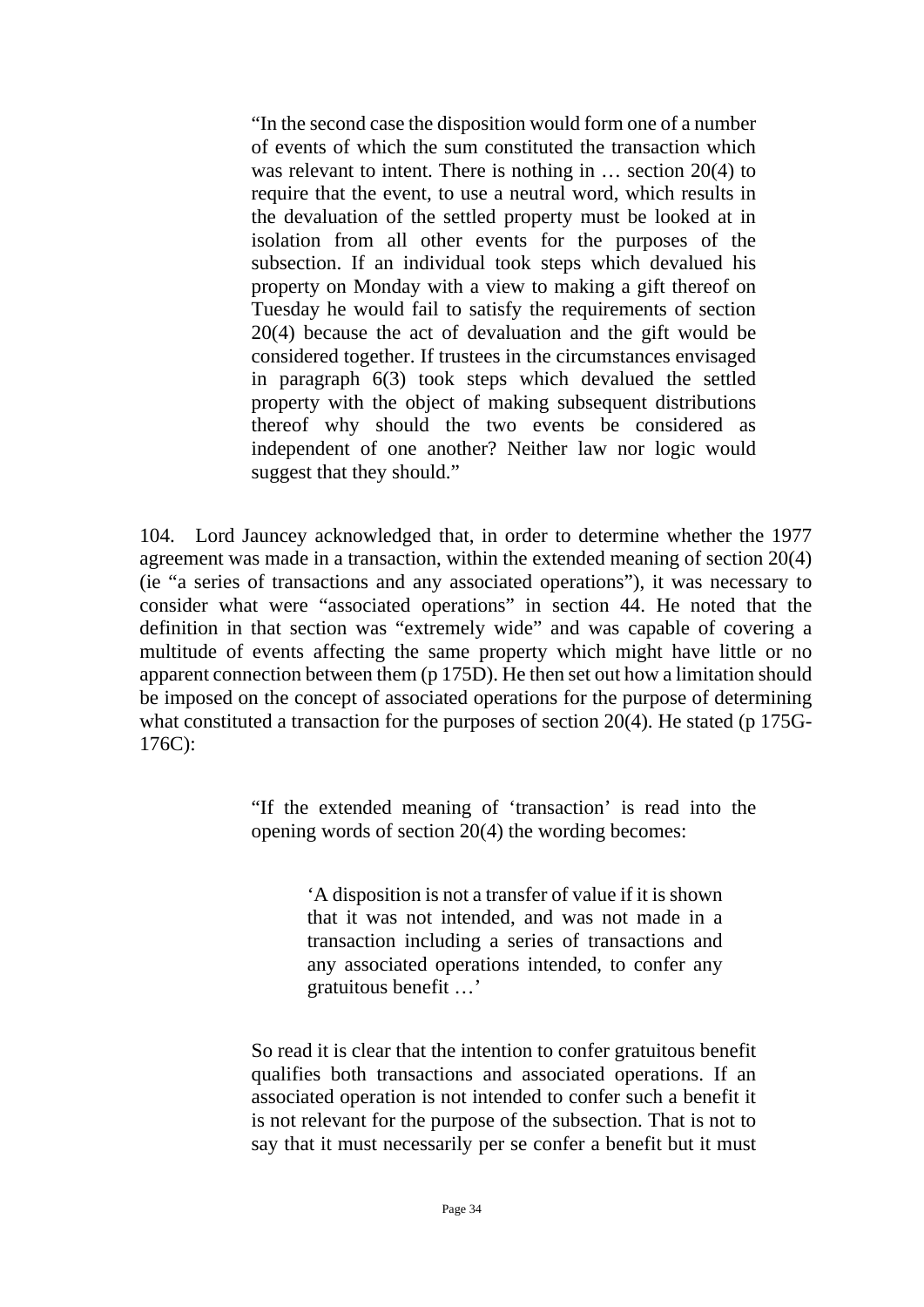> "In the second case the disposition would form one of a number of events of which the sum constituted the transaction which was relevant to intent. There is nothing in … section 20(4) to require that the event, to use a neutral word, which results in the devaluation of the settled property must be looked at in isolation from all other events for the purposes of the subsection. If an individual took steps which devalued his property on Monday with a view to making a gift thereof on Tuesday he would fail to satisfy the requirements of section 20(4) because the act of devaluation and the gift would be considered together. If trustees in the circumstances envisaged in paragraph 6(3) took steps which devalued the settled property with the object of making subsequent distributions thereof why should the two events be considered as independent of one another? Neither law nor logic would suggest that they should."

104. Lord Jauncey acknowledged that, in order to determine whether the 1977 agreement was made in a transaction, within the extended meaning of section 20(4) (ie "a series of transactions and any associated operations"), it was necessary to consider what were "associated operations" in section 44. He noted that the definition in that section was "extremely wide" and was capable of covering a multitude of events affecting the same property which might have little or no apparent connection between them (p 175D). He then set out how a limitation should be imposed on the concept of associated operations for the purpose of determining what constituted a transaction for the purposes of section 20(4). He stated (p 175G-176C):

> "If the extended meaning of 'transaction' is read into the opening words of section 20(4) the wording becomes:
>
> > 'A disposition is not a transfer of value if it is shown that it was not intended, and was not made in a transaction including a series of transactions and any associated operations intended, to confer any gratuitous benefit …'
>
> So read it is clear that the intention to confer gratuitous benefit qualifies both transactions and associated operations. If an associated operation is not intended to confer such a benefit it is not relevant for the purpose of the subsection. That is not to say that it must necessarily per se confer a benefit but it must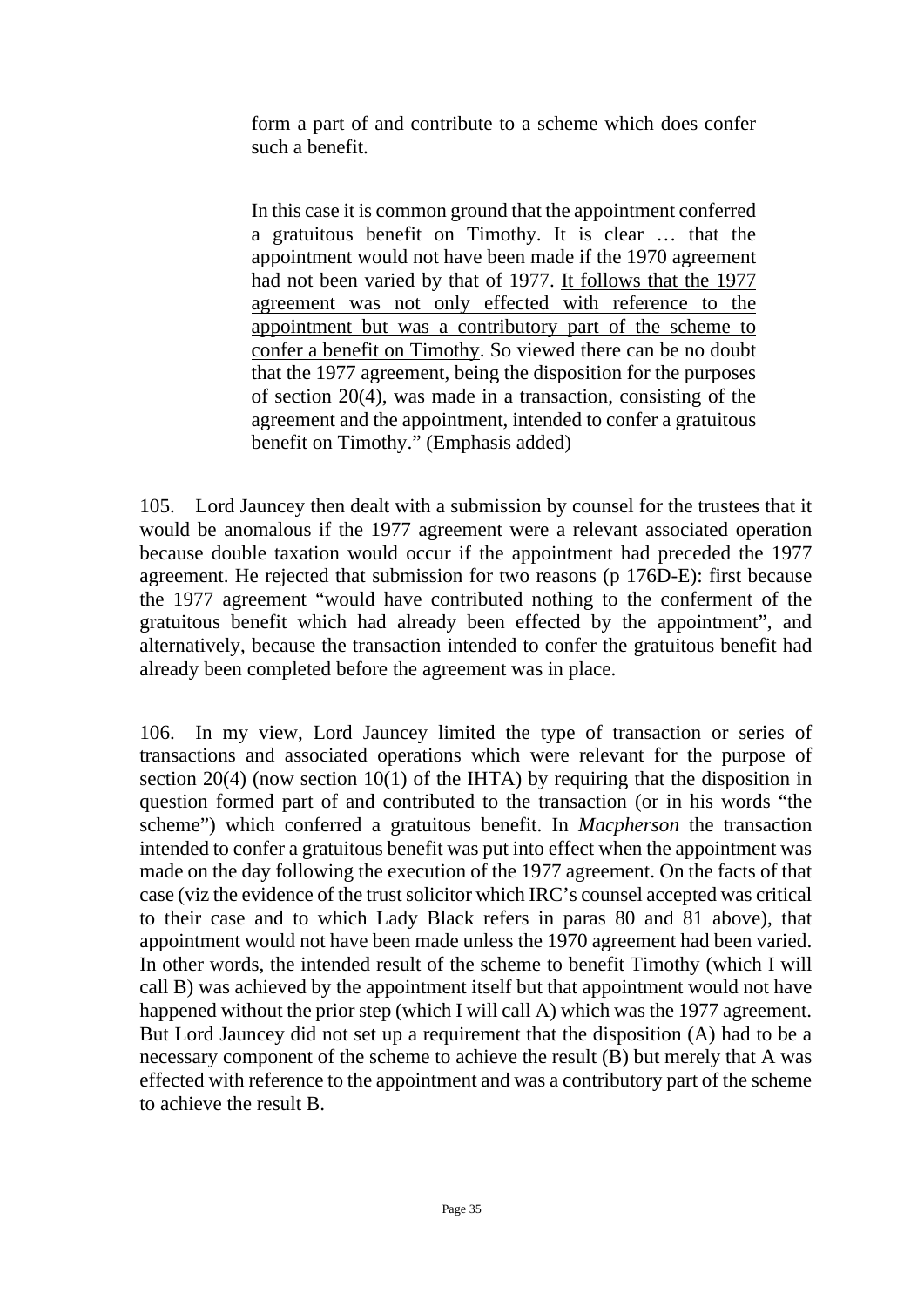> form a part of and contribute to a scheme which does confer such a benefit.
>
> In this case it is common ground that the appointment conferred a gratuitous benefit on Timothy. It is clear … that the appointment would not have been made if the 1970 agreement had not been varied by that of 1977. <u>It follows that the 1977 agreement was not only effected with reference to the appointment but was a contributory part of the scheme to confer a benefit on Timothy</u>. So viewed there can be no doubt that the 1977 agreement, being the disposition for the purposes of section 20(4), was made in a transaction, consisting of the agreement and the appointment, intended to confer a gratuitous benefit on Timothy." (Emphasis added)

105. Lord Jauncey then dealt with a submission by counsel for the trustees that it would be anomalous if the 1977 agreement were a relevant associated operation because double taxation would occur if the appointment had preceded the 1977 agreement. He rejected that submission for two reasons (p 176D-E): first because the 1977 agreement "would have contributed nothing to the conferment of the gratuitous benefit which had already been effected by the appointment", and alternatively, because the transaction intended to confer the gratuitous benefit had already been completed before the agreement was in place.

106. In my view, Lord Jauncey limited the type of transaction or series of transactions and associated operations which were relevant for the purpose of section 20(4) (now section 10(1) of the IHTA) by requiring that the disposition in question formed part of and contributed to the transaction (or in his words "the scheme") which conferred a gratuitous benefit. In *Macpherson* the transaction intended to confer a gratuitous benefit was put into effect when the appointment was made on the day following the execution of the 1977 agreement. On the facts of that case (viz the evidence of the trust solicitor which IRC's counsel accepted was critical to their case and to which Lady Black refers in paras 80 and 81 above), that appointment would not have been made unless the 1970 agreement had been varied. In other words, the intended result of the scheme to benefit Timothy (which I will call B) was achieved by the appointment itself but that appointment would not have happened without the prior step (which I will call A) which was the 1977 agreement. But Lord Jauncey did not set up a requirement that the disposition (A) had to be a necessary component of the scheme to achieve the result (B) but merely that A was effected with reference to the appointment and was a contributory part of the scheme to achieve the result B.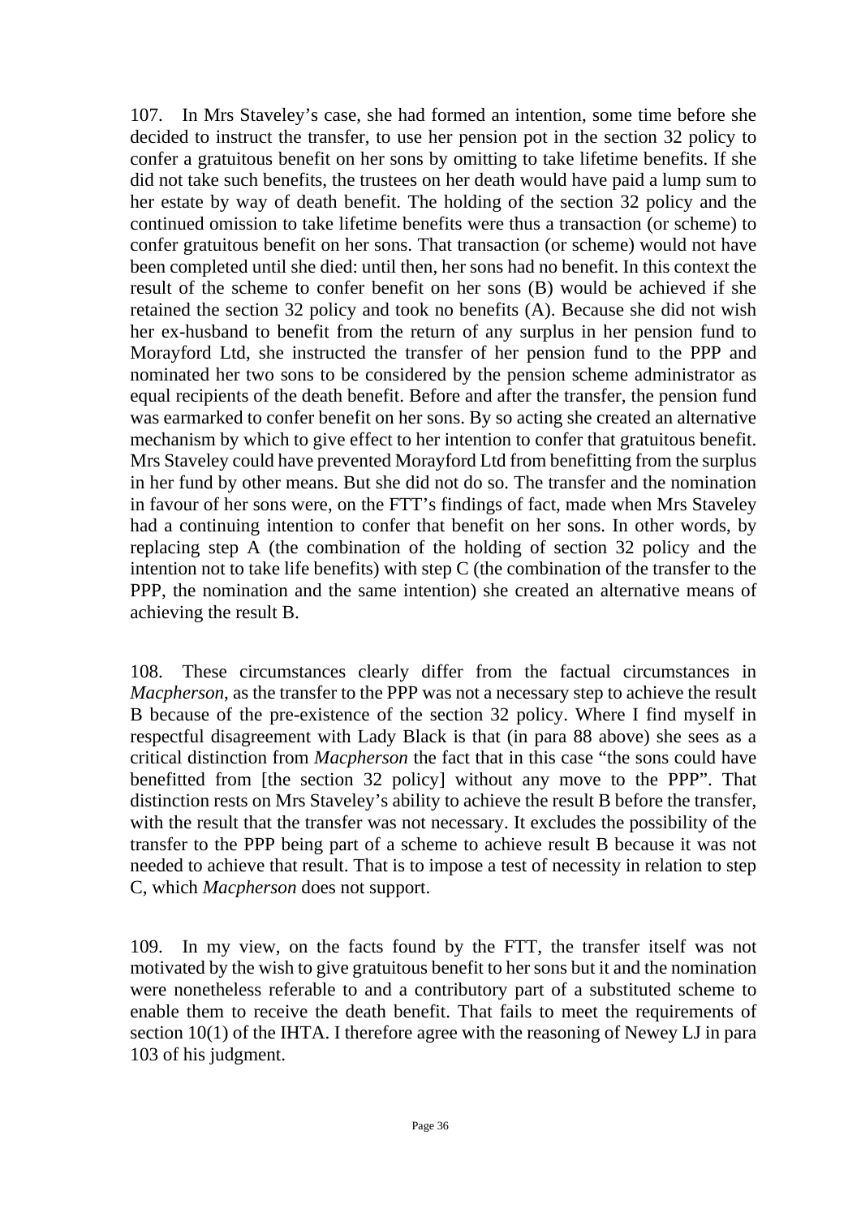107. In Mrs Staveley's case, she had formed an intention, some time before she decided to instruct the transfer, to use her pension pot in the section 32 policy to confer a gratuitous benefit on her sons by omitting to take lifetime benefits. If she did not take such benefits, the trustees on her death would have paid a lump sum to her estate by way of death benefit. The holding of the section 32 policy and the continued omission to take lifetime benefits were thus a transaction (or scheme) to confer gratuitous benefit on her sons. That transaction (or scheme) would not have been completed until she died: until then, her sons had no benefit. In this context the result of the scheme to confer benefit on her sons (B) would be achieved if she retained the section 32 policy and took no benefits (A). Because she did not wish her ex-husband to benefit from the return of any surplus in her pension fund to Morayford Ltd, she instructed the transfer of her pension fund to the PPP and nominated her two sons to be considered by the pension scheme administrator as equal recipients of the death benefit. Before and after the transfer, the pension fund was earmarked to confer benefit on her sons. By so acting she created an alternative mechanism by which to give effect to her intention to confer that gratuitous benefit. Mrs Staveley could have prevented Morayford Ltd from benefitting from the surplus in her fund by other means. But she did not do so. The transfer and the nomination in favour of her sons were, on the FTT's findings of fact, made when Mrs Staveley had a continuing intention to confer that benefit on her sons. In other words, by replacing step A (the combination of the holding of section 32 policy and the intention not to take life benefits) with step C (the combination of the transfer to the PPP, the nomination and the same intention) she created an alternative means of achieving the result B.

108. These circumstances clearly differ from the factual circumstances in *Macpherson*, as the transfer to the PPP was not a necessary step to achieve the result B because of the pre-existence of the section 32 policy. Where I find myself in respectful disagreement with Lady Black is that (in para 88 above) she sees as a critical distinction from *Macpherson* the fact that in this case "the sons could have benefitted from [the section 32 policy] without any move to the PPP". That distinction rests on Mrs Staveley's ability to achieve the result B before the transfer, with the result that the transfer was not necessary. It excludes the possibility of the transfer to the PPP being part of a scheme to achieve result B because it was not needed to achieve that result. That is to impose a test of necessity in relation to step C, which *Macpherson* does not support.

109. In my view, on the facts found by the FTT, the transfer itself was not motivated by the wish to give gratuitous benefit to her sons but it and the nomination were nonetheless referable to and a contributory part of a substituted scheme to enable them to receive the death benefit. That fails to meet the requirements of section 10(1) of the IHTA. I therefore agree with the reasoning of Newey LJ in para 103 of his judgment.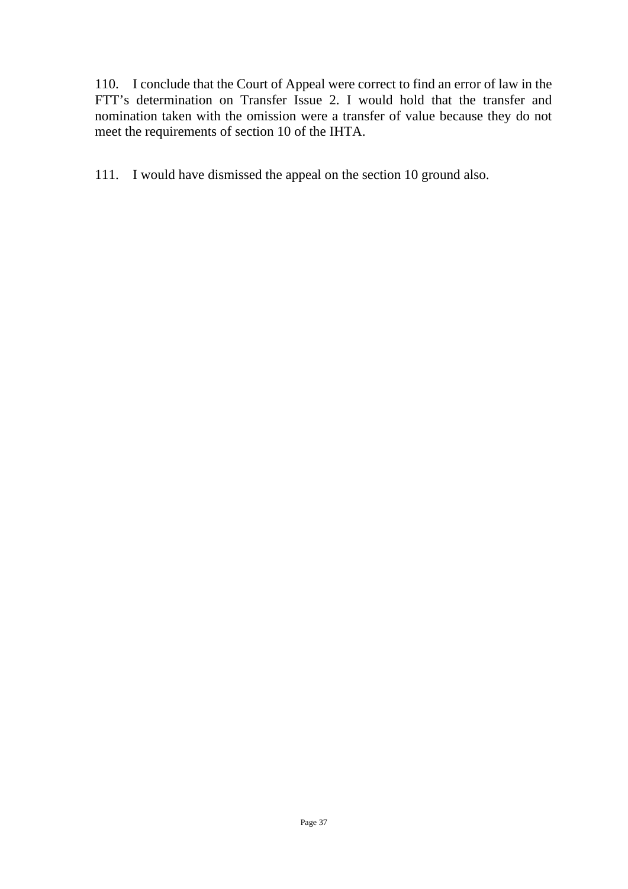110. I conclude that the Court of Appeal were correct to find an error of law in the FTT's determination on Transfer Issue 2. I would hold that the transfer and nomination taken with the omission were a transfer of value because they do not meet the requirements of section 10 of the IHTA.

111. I would have dismissed the appeal on the section 10 ground also.